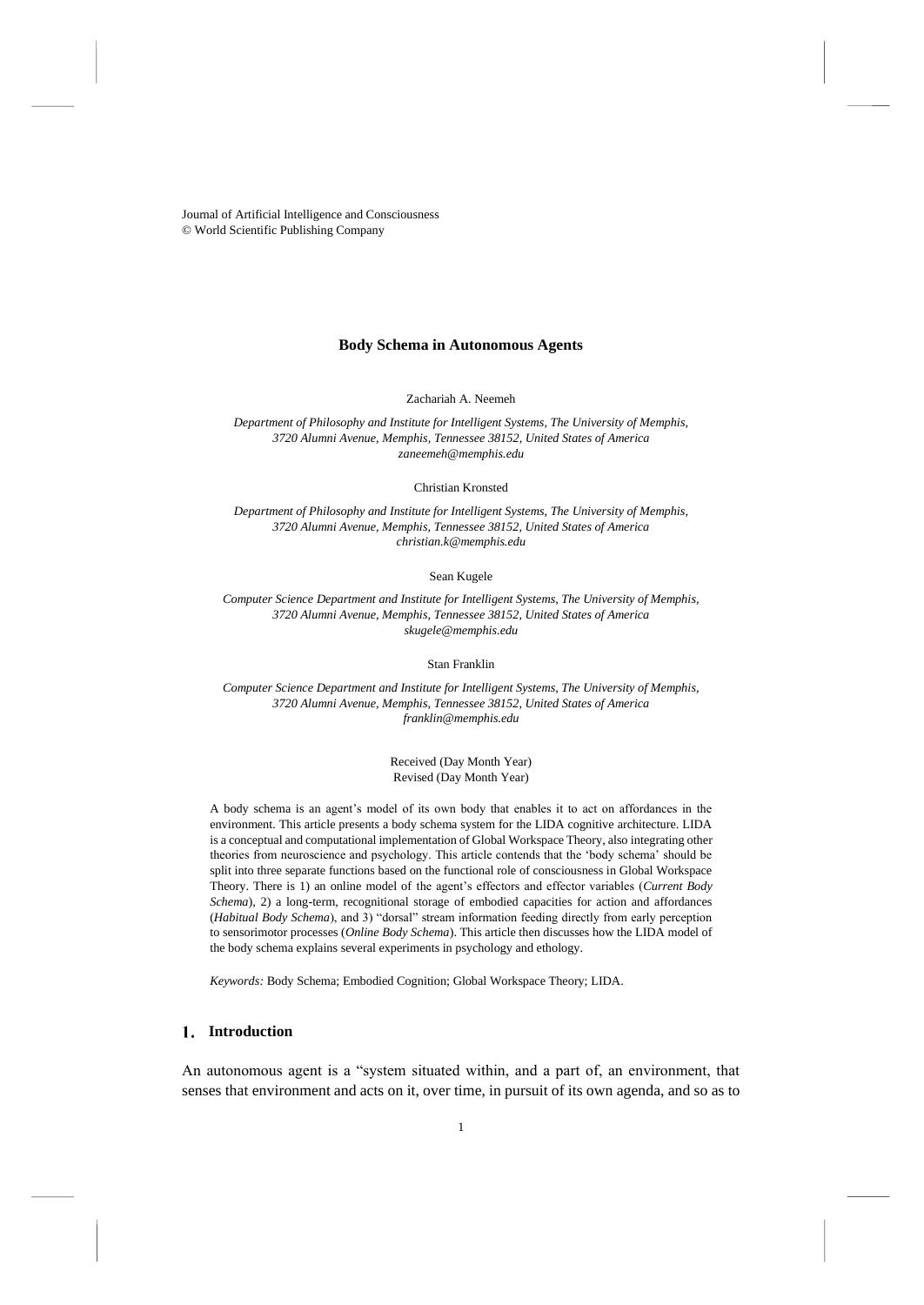Journal of Artificial Intelligence and Consciousness
© World Scientific Publishing Company

# Body Schema in Autonomous Agents

Zachariah A. Neemeh

*Department of Philosophy and Institute for Intelligent Systems, The University of Memphis, 3720 Alumni Avenue, Memphis, Tennessee 38152, United States of America*
*zaneemeh@memphis.edu*

Christian Kronsted

*Department of Philosophy and Institute for Intelligent Systems, The University of Memphis, 3720 Alumni Avenue, Memphis, Tennessee 38152, United States of America*
*christian.k@memphis.edu*

Sean Kugele

*Computer Science Department and Institute for Intelligent Systems, The University of Memphis, 3720 Alumni Avenue, Memphis, Tennessee 38152, United States of America*
*skugele@memphis.edu*

Stan Franklin

*Computer Science Department and Institute for Intelligent Systems, The University of Memphis, 3720 Alumni Avenue, Memphis, Tennessee 38152, United States of America*
*franklin@memphis.edu*

Received (Day Month Year)
Revised (Day Month Year)

A body schema is an agent's model of its own body that enables it to act on affordances in the environment. This article presents a body schema system for the LIDA cognitive architecture. LIDA is a conceptual and computational implementation of Global Workspace Theory, also integrating other theories from neuroscience and psychology. This article contends that the 'body schema' should be split into three separate functions based on the functional role of consciousness in Global Workspace Theory. There is 1) an online model of the agent's effectors and effector variables (*Current Body Schema*), 2) a long-term, recognitional storage of embodied capacities for action and affordances (*Habitual Body Schema*), and 3) "dorsal" stream information feeding directly from early perception to sensorimotor processes (*Online Body Schema*). This article then discusses how the LIDA model of the body schema explains several experiments in psychology and ethology.

*Keywords:* Body Schema; Embodied Cognition; Global Workspace Theory; LIDA.

## 1. Introduction

An autonomous agent is a "system situated within, and a part of, an environment, that senses that environment and acts on it, over time, in pursuit of its own agenda, and so as to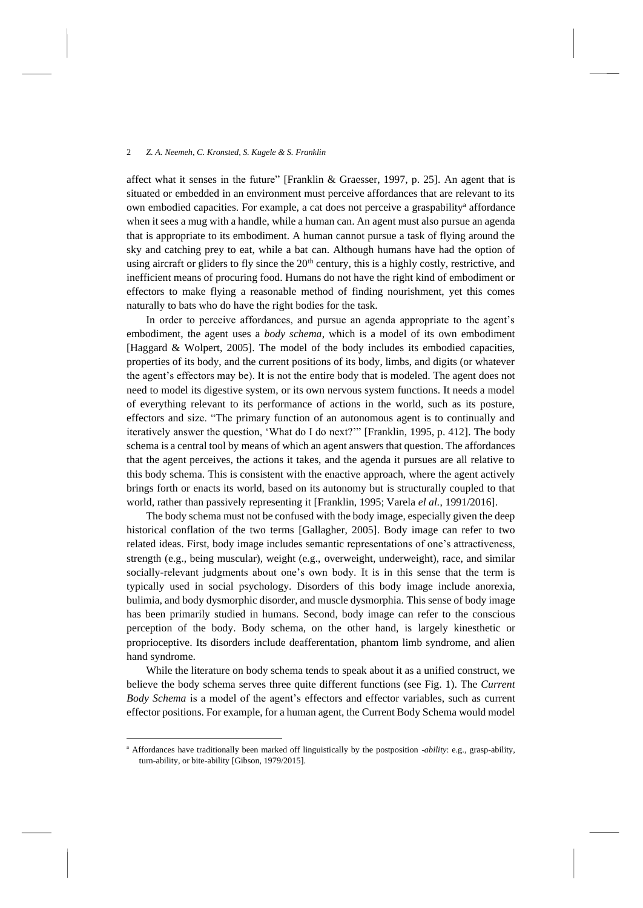affect what it senses in the future" [Franklin & Graesser, 1997, p. 25]. An agent that is situated or embedded in an environment must perceive affordances that are relevant to its own embodied capacities. For example, a cat does not perceive a graspability[a] affordance when it sees a mug with a handle, while a human can. An agent must also pursue an agenda that is appropriate to its embodiment. A human cannot pursue a task of flying around the sky and catching prey to eat, while a bat can. Although humans have had the option of using aircraft or gliders to fly since the 20th century, this is a highly costly, restrictive, and inefficient means of procuring food. Humans do not have the right kind of embodiment or effectors to make flying a reasonable method of finding nourishment, yet this comes naturally to bats who do have the right bodies for the task.

In order to perceive affordances, and pursue an agenda appropriate to the agent's embodiment, the agent uses a *body schema*, which is a model of its own embodiment [Haggard & Wolpert, 2005]. The model of the body includes its embodied capacities, properties of its body, and the current positions of its body, limbs, and digits (or whatever the agent's effectors may be). It is not the entire body that is modeled. The agent does not need to model its digestive system, or its own nervous system functions. It needs a model of everything relevant to its performance of actions in the world, such as its posture, effectors and size. "The primary function of an autonomous agent is to continually and iteratively answer the question, 'What do I do next?'" [Franklin, 1995, p. 412]. The body schema is a central tool by means of which an agent answers that question. The affordances that the agent perceives, the actions it takes, and the agenda it pursues are all relative to this body schema. This is consistent with the enactive approach, where the agent actively brings forth or enacts its world, based on its autonomy but is structurally coupled to that world, rather than passively representing it [Franklin, 1995; Varela *el al.*, 1991/2016].

The body schema must not be confused with the body image, especially given the deep historical conflation of the two terms [Gallagher, 2005]. Body image can refer to two related ideas. First, body image includes semantic representations of one's attractiveness, strength (e.g., being muscular), weight (e.g., overweight, underweight), race, and similar socially-relevant judgments about one's own body. It is in this sense that the term is typically used in social psychology. Disorders of this body image include anorexia, bulimia, and body dysmorphic disorder, and muscle dysmorphia. This sense of body image has been primarily studied in humans. Second, body image can refer to the conscious perception of the body. Body schema, on the other hand, is largely kinesthetic or proprioceptive. Its disorders include deafferentation, phantom limb syndrome, and alien hand syndrome.

While the literature on body schema tends to speak about it as a unified construct, we believe the body schema serves three quite different functions (see Fig. 1). The *Current Body Schema* is a model of the agent's effectors and effector variables, such as current effector positions. For example, for a human agent, the Current Body Schema would model

[a] Affordances have traditionally been marked off linguistically by the postposition *-ability*: e.g., grasp-ability, turn-ability, or bite-ability [Gibson, 1979/2015].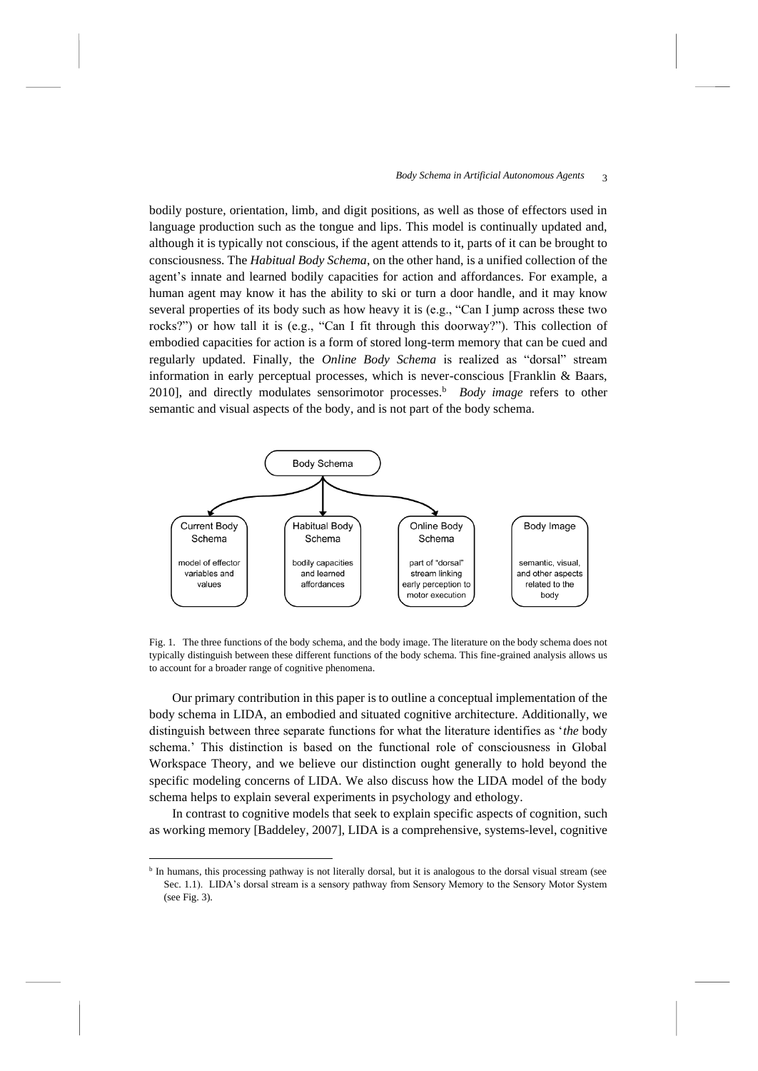bodily posture, orientation, limb, and digit positions, as well as those of effectors used in language production such as the tongue and lips. This model is continually updated and, although it is typically not conscious, if the agent attends to it, parts of it can be brought to consciousness. The *Habitual Body Schema*, on the other hand, is a unified collection of the agent's innate and learned bodily capacities for action and affordances. For example, a human agent may know it has the ability to ski or turn a door handle, and it may know several properties of its body such as how heavy it is (e.g., "Can I jump across these two rocks?") or how tall it is (e.g., "Can I fit through this doorway?"). This collection of embodied capacities for action is a form of stored long-term memory that can be cued and regularly updated. Finally, the *Online Body Schema* is realized as "dorsal" stream information in early perceptual processes, which is never-conscious [Franklin & Baars, 2010], and directly modulates sensorimotor processes.[b] *Body image* refers to other semantic and visual aspects of the body, and is not part of the body schema.

Fig. 1. The three functions of the body schema, and the body image. The literature on the body schema does not typically distinguish between these different functions of the body schema. This fine-grained analysis allows us to account for a broader range of cognitive phenomena.

Our primary contribution in this paper is to outline a conceptual implementation of the body schema in LIDA, an embodied and situated cognitive architecture. Additionally, we distinguish between three separate functions for what the literature identifies as '*the* body schema.' This distinction is based on the functional role of consciousness in Global Workspace Theory, and we believe our distinction ought generally to hold beyond the specific modeling concerns of LIDA. We also discuss how the LIDA model of the body schema helps to explain several experiments in psychology and ethology.

In contrast to cognitive models that seek to explain specific aspects of cognition, such as working memory [Baddeley, 2007], LIDA is a comprehensive, systems-level, cognitive

[b] In humans, this processing pathway is not literally dorsal, but it is analogous to the dorsal visual stream (see Sec. 1.1). LIDA's dorsal stream is a sensory pathway from Sensory Memory to the Sensory Motor System (see Fig. 3).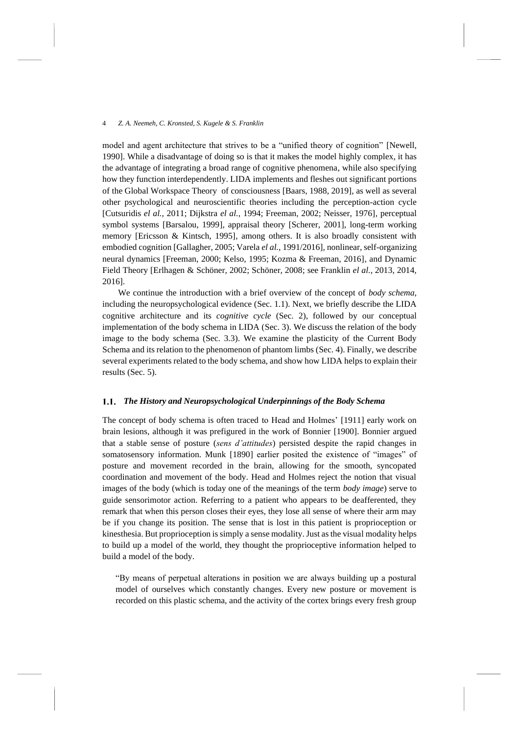model and agent architecture that strives to be a "unified theory of cognition" [Newell, 1990]. While a disadvantage of doing so is that it makes the model highly complex, it has the advantage of integrating a broad range of cognitive phenomena, while also specifying how they function interdependently. LIDA implements and fleshes out significant portions of the Global Workspace Theory of consciousness [Baars, 1988, 2019], as well as several other psychological and neuroscientific theories including the perception-action cycle [Cutsuridis *el al.*, 2011; Dijkstra *el al.*, 1994; Freeman, 2002; Neisser, 1976], perceptual symbol systems [Barsalou, 1999], appraisal theory [Scherer, 2001], long-term working memory [Ericsson & Kintsch, 1995], among others. It is also broadly consistent with embodied cognition [Gallagher, 2005; Varela *el al.*, 1991/2016], nonlinear, self-organizing neural dynamics [Freeman, 2000; Kelso, 1995; Kozma & Freeman, 2016], and Dynamic Field Theory [Erlhagen & Schöner, 2002; Schöner, 2008; see Franklin *el al.*, 2013, 2014, 2016].

We continue the introduction with a brief overview of the concept of *body schema*, including the neuropsychological evidence (Sec. 1.1). Next, we briefly describe the LIDA cognitive architecture and its *cognitive cycle* (Sec. 2), followed by our conceptual implementation of the body schema in LIDA (Sec. 3). We discuss the relation of the body image to the body schema (Sec. 3.3). We examine the plasticity of the Current Body Schema and its relation to the phenomenon of phantom limbs (Sec. 4). Finally, we describe several experiments related to the body schema, and show how LIDA helps to explain their results (Sec. 5).

### 1.1. *The History and Neuropsychological Underpinnings of the Body Schema*

The concept of body schema is often traced to Head and Holmes' [1911] early work on brain lesions, although it was prefigured in the work of Bonnier [1900]. Bonnier argued that a stable sense of posture (*sens d'attitudes*) persisted despite the rapid changes in somatosensory information. Munk [1890] earlier posited the existence of "images" of posture and movement recorded in the brain, allowing for the smooth, syncopated coordination and movement of the body. Head and Holmes reject the notion that visual images of the body (which is today one of the meanings of the term *body image*) serve to guide sensorimotor action. Referring to a patient who appears to be deafferented, they remark that when this person closes their eyes, they lose all sense of where their arm may be if you change its position. The sense that is lost in this patient is proprioception or kinesthesia. But proprioception is simply a sense modality. Just as the visual modality helps to build up a model of the world, they thought the proprioceptive information helped to build a model of the body.

> "By means of perpetual alterations in position we are always building up a postural model of ourselves which constantly changes. Every new posture or movement is recorded on this plastic schema, and the activity of the cortex brings every fresh group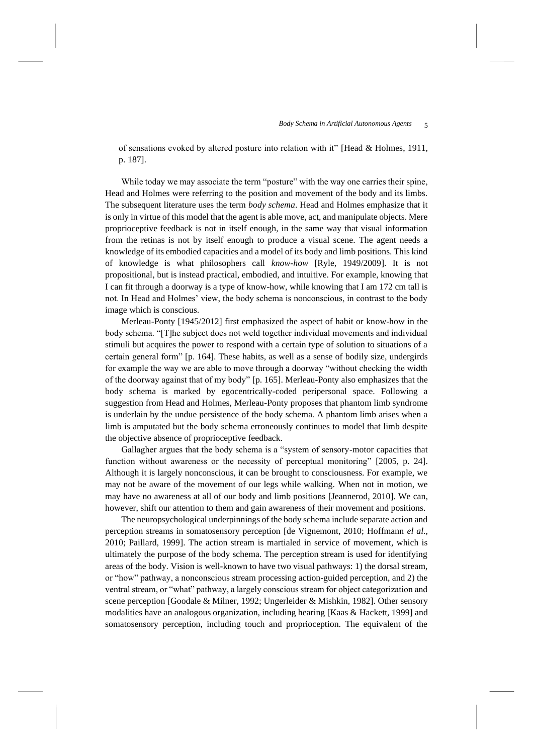of sensations evoked by altered posture into relation with it" [Head & Holmes, 1911, p. 187].

While today we may associate the term "posture" with the way one carries their spine, Head and Holmes were referring to the position and movement of the body and its limbs. The subsequent literature uses the term *body schema*. Head and Holmes emphasize that it is only in virtue of this model that the agent is able move, act, and manipulate objects. Mere proprioceptive feedback is not in itself enough, in the same way that visual information from the retinas is not by itself enough to produce a visual scene. The agent needs a knowledge of its embodied capacities and a model of its body and limb positions. This kind of knowledge is what philosophers call *know-how* [Ryle, 1949/2009]. It is not propositional, but is instead practical, embodied, and intuitive. For example, knowing that I can fit through a doorway is a type of know-how, while knowing that I am 172 cm tall is not. In Head and Holmes' view, the body schema is nonconscious, in contrast to the body image which is conscious.

Merleau-Ponty [1945/2012] first emphasized the aspect of habit or know-how in the body schema. "[T]he subject does not weld together individual movements and individual stimuli but acquires the power to respond with a certain type of solution to situations of a certain general form" [p. 164]. These habits, as well as a sense of bodily size, undergirds for example the way we are able to move through a doorway "without checking the width of the doorway against that of my body" [p. 165]. Merleau-Ponty also emphasizes that the body schema is marked by egocentrically-coded peripersonal space. Following a suggestion from Head and Holmes, Merleau-Ponty proposes that phantom limb syndrome is underlain by the undue persistence of the body schema. A phantom limb arises when a limb is amputated but the body schema erroneously continues to model that limb despite the objective absence of proprioceptive feedback.

Gallagher argues that the body schema is a "system of sensory-motor capacities that function without awareness or the necessity of perceptual monitoring" [2005, p. 24]. Although it is largely nonconscious, it can be brought to consciousness. For example, we may not be aware of the movement of our legs while walking. When not in motion, we may have no awareness at all of our body and limb positions [Jeannerod, 2010]. We can, however, shift our attention to them and gain awareness of their movement and positions.

The neuropsychological underpinnings of the body schema include separate action and perception streams in somatosensory perception [de Vignemont, 2010; Hoffmann *el al.*, 2010; Paillard, 1999]. The action stream is martialed in service of movement, which is ultimately the purpose of the body schema. The perception stream is used for identifying areas of the body. Vision is well-known to have two visual pathways: 1) the dorsal stream, or "how" pathway, a nonconscious stream processing action-guided perception, and 2) the ventral stream, or "what" pathway, a largely conscious stream for object categorization and scene perception [Goodale & Milner, 1992; Ungerleider & Mishkin, 1982]. Other sensory modalities have an analogous organization, including hearing [Kaas & Hackett, 1999] and somatosensory perception, including touch and proprioception. The equivalent of the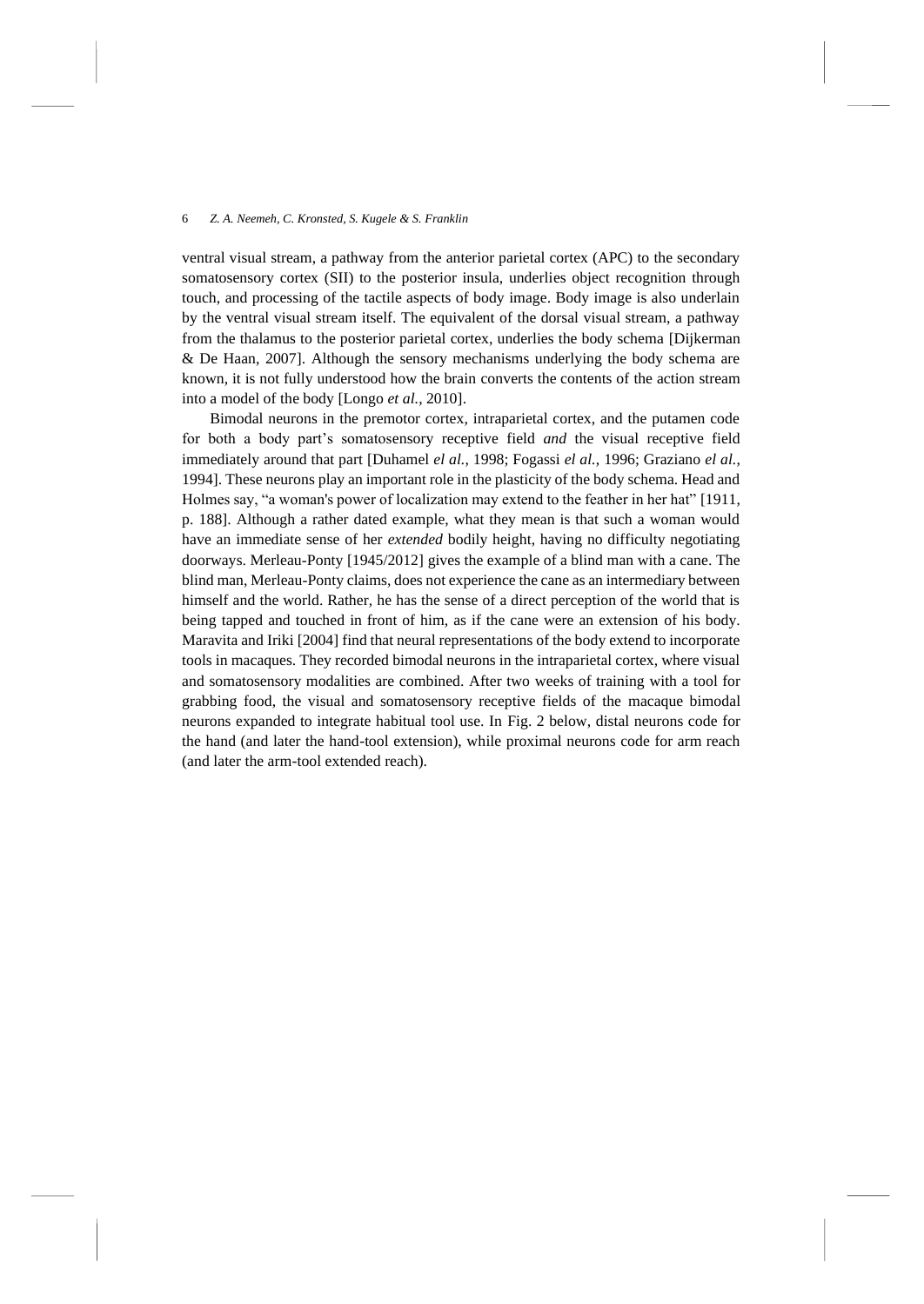ventral visual stream, a pathway from the anterior parietal cortex (APC) to the secondary somatosensory cortex (SII) to the posterior insula, underlies object recognition through touch, and processing of the tactile aspects of body image. Body image is also underlain by the ventral visual stream itself. The equivalent of the dorsal visual stream, a pathway from the thalamus to the posterior parietal cortex, underlies the body schema [Dijkerman & De Haan, 2007]. Although the sensory mechanisms underlying the body schema are known, it is not fully understood how the brain converts the contents of the action stream into a model of the body [Longo *et al.*, 2010].

Bimodal neurons in the premotor cortex, intraparietal cortex, and the putamen code for both a body part's somatosensory receptive field *and* the visual receptive field immediately around that part [Duhamel *el al.*, 1998; Fogassi *el al.*, 1996; Graziano *el al.*, 1994]. These neurons play an important role in the plasticity of the body schema. Head and Holmes say, "a woman's power of localization may extend to the feather in her hat" [1911, p. 188]. Although a rather dated example, what they mean is that such a woman would have an immediate sense of her *extended* bodily height, having no difficulty negotiating doorways. Merleau-Ponty [1945/2012] gives the example of a blind man with a cane. The blind man, Merleau-Ponty claims, does not experience the cane as an intermediary between himself and the world. Rather, he has the sense of a direct perception of the world that is being tapped and touched in front of him, as if the cane were an extension of his body. Maravita and Iriki [2004] find that neural representations of the body extend to incorporate tools in macaques. They recorded bimodal neurons in the intraparietal cortex, where visual and somatosensory modalities are combined. After two weeks of training with a tool for grabbing food, the visual and somatosensory receptive fields of the macaque bimodal neurons expanded to integrate habitual tool use. In Fig. 2 below, distal neurons code for the hand (and later the hand-tool extension), while proximal neurons code for arm reach (and later the arm-tool extended reach).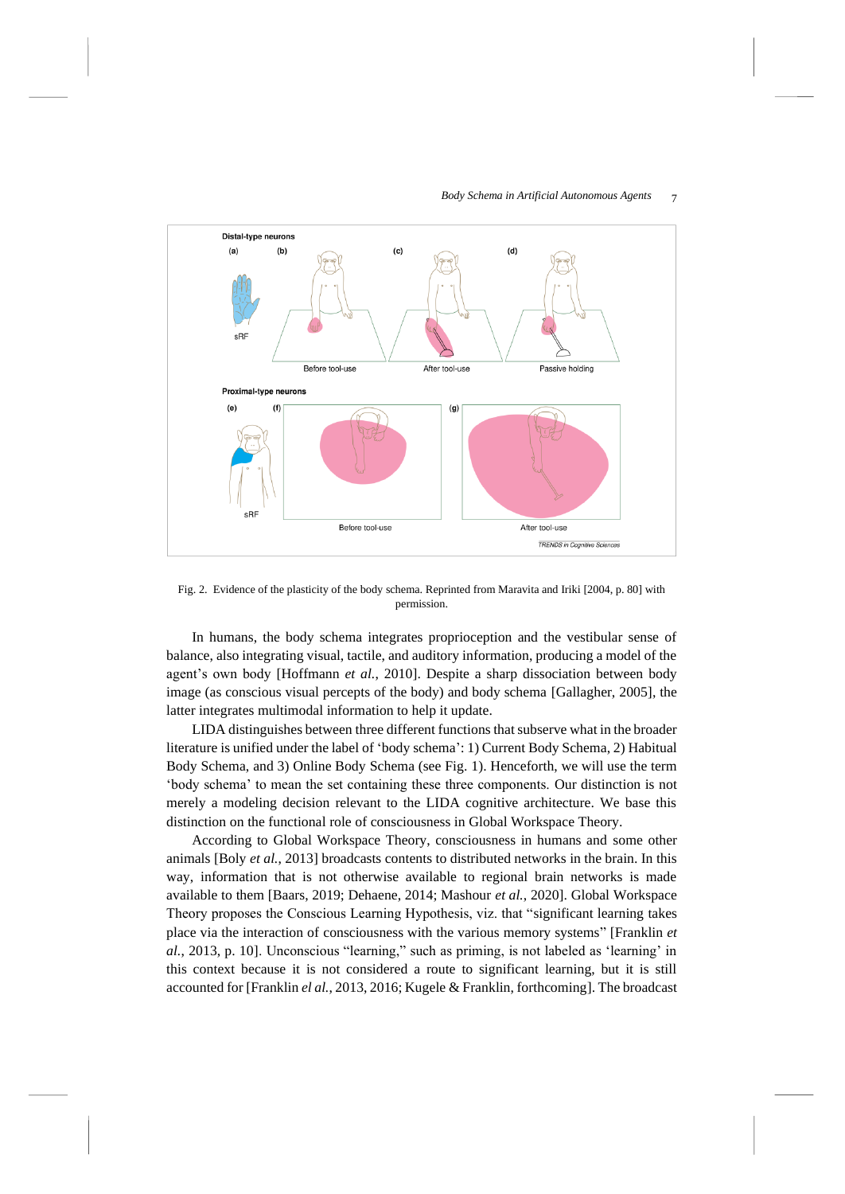Fig. 2. Evidence of the plasticity of the body schema. Reprinted from Maravita and Iriki [2004, p. 80] with permission.

In humans, the body schema integrates proprioception and the vestibular sense of balance, also integrating visual, tactile, and auditory information, producing a model of the agent's own body [Hoffmann *et al.*, 2010]. Despite a sharp dissociation between body image (as conscious visual percepts of the body) and body schema [Gallagher, 2005], the latter integrates multimodal information to help it update.

LIDA distinguishes between three different functions that subserve what in the broader literature is unified under the label of 'body schema': 1) Current Body Schema, 2) Habitual Body Schema, and 3) Online Body Schema (see Fig. 1). Henceforth, we will use the term 'body schema' to mean the set containing these three components. Our distinction is not merely a modeling decision relevant to the LIDA cognitive architecture. We base this distinction on the functional role of consciousness in Global Workspace Theory.

According to Global Workspace Theory, consciousness in humans and some other animals [Boly *et al.*, 2013] broadcasts contents to distributed networks in the brain. In this way, information that is not otherwise available to regional brain networks is made available to them [Baars, 2019; Dehaene, 2014; Mashour *et al.*, 2020]. Global Workspace Theory proposes the Conscious Learning Hypothesis, viz. that "significant learning takes place via the interaction of consciousness with the various memory systems" [Franklin *et al.*, 2013, p. 10]. Unconscious "learning," such as priming, is not labeled as 'learning' in this context because it is not considered a route to significant learning, but it is still accounted for [Franklin *el al.*, 2013, 2016; Kugele & Franklin, forthcoming]. The broadcast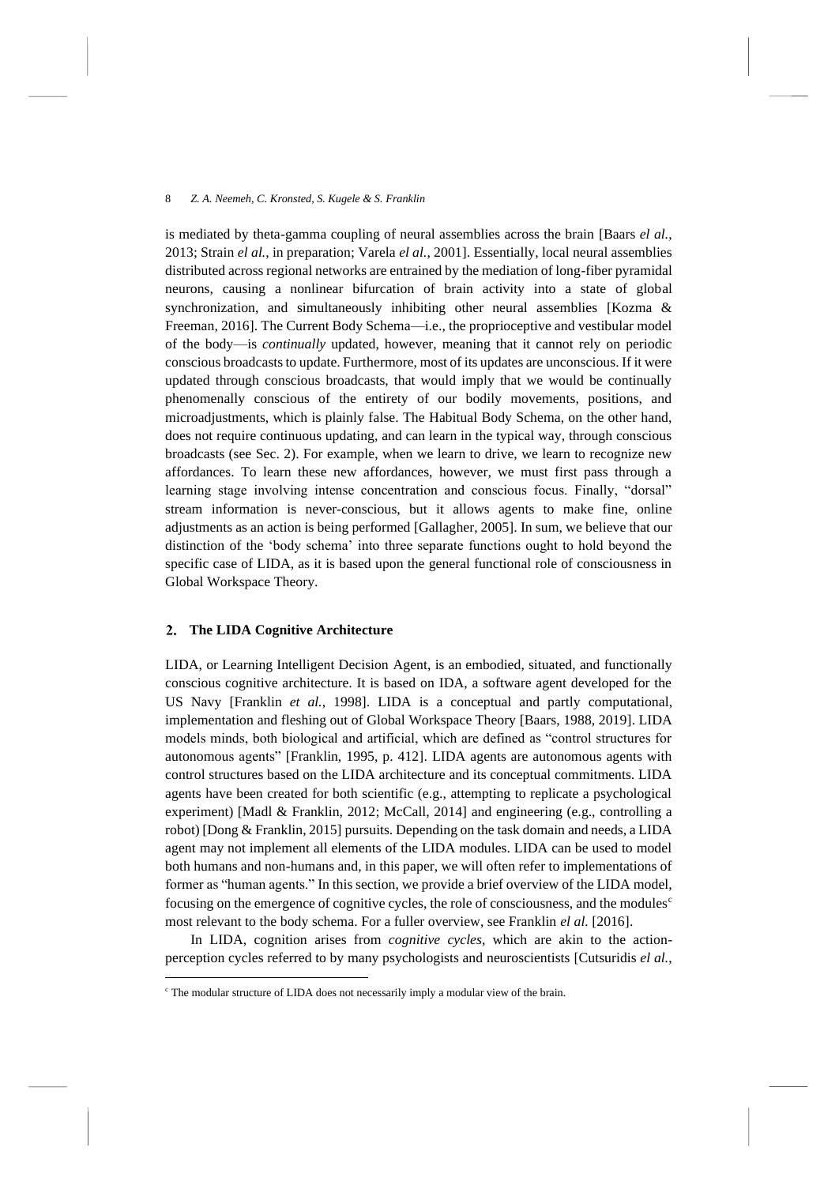is mediated by theta-gamma coupling of neural assemblies across the brain [Baars *el al.*, 2013; Strain *el al.*, in preparation; Varela *el al.*, 2001]. Essentially, local neural assemblies distributed across regional networks are entrained by the mediation of long-fiber pyramidal neurons, causing a nonlinear bifurcation of brain activity into a state of global synchronization, and simultaneously inhibiting other neural assemblies [Kozma & Freeman, 2016]. The Current Body Schema—i.e., the proprioceptive and vestibular model of the body—is *continually* updated, however, meaning that it cannot rely on periodic conscious broadcasts to update. Furthermore, most of its updates are unconscious. If it were updated through conscious broadcasts, that would imply that we would be continually phenomenally conscious of the entirety of our bodily movements, positions, and microadjustments, which is plainly false. The Habitual Body Schema, on the other hand, does not require continuous updating, and can learn in the typical way, through conscious broadcasts (see Sec. 2). For example, when we learn to drive, we learn to recognize new affordances. To learn these new affordances, however, we must first pass through a learning stage involving intense concentration and conscious focus. Finally, "dorsal" stream information is never-conscious, but it allows agents to make fine, online adjustments as an action is being performed [Gallagher, 2005]. In sum, we believe that our distinction of the 'body schema' into three separate functions ought to hold beyond the specific case of LIDA, as it is based upon the general functional role of consciousness in Global Workspace Theory.

## 2. The LIDA Cognitive Architecture

LIDA, or Learning Intelligent Decision Agent, is an embodied, situated, and functionally conscious cognitive architecture. It is based on IDA, a software agent developed for the US Navy [Franklin *et al.*, 1998]. LIDA is a conceptual and partly computational, implementation and fleshing out of Global Workspace Theory [Baars, 1988, 2019]. LIDA models minds, both biological and artificial, which are defined as "control structures for autonomous agents" [Franklin, 1995, p. 412]. LIDA agents are autonomous agents with control structures based on the LIDA architecture and its conceptual commitments. LIDA agents have been created for both scientific (e.g., attempting to replicate a psychological experiment) [Madl & Franklin, 2012; McCall, 2014] and engineering (e.g., controlling a robot) [Dong & Franklin, 2015] pursuits. Depending on the task domain and needs, a LIDA agent may not implement all elements of the LIDA modules. LIDA can be used to model both humans and non-humans and, in this paper, we will often refer to implementations of former as "human agents." In this section, we provide a brief overview of the LIDA model, focusing on the emergence of cognitive cycles, the role of consciousness, and the modules[c] most relevant to the body schema. For a fuller overview, see Franklin *el al.* [2016].

In LIDA, cognition arises from *cognitive cycles*, which are akin to the action-perception cycles referred to by many psychologists and neuroscientists [Cutsuridis *el al.*,

[c] The modular structure of LIDA does not necessarily imply a modular view of the brain.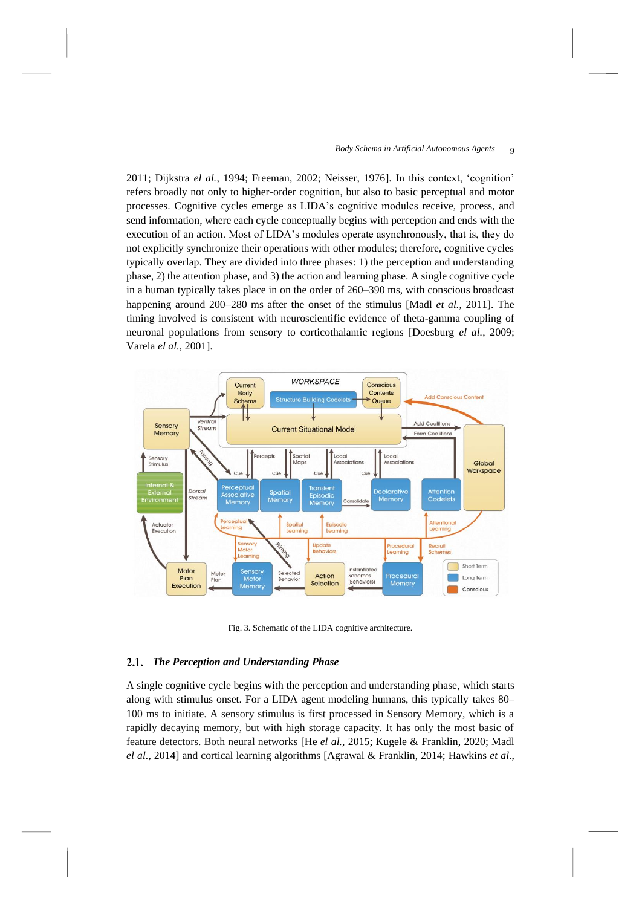2011; Dijkstra *el al.*, 1994; Freeman, 2002; Neisser, 1976]. In this context, 'cognition' refers broadly not only to higher-order cognition, but also to basic perceptual and motor processes. Cognitive cycles emerge as LIDA's cognitive modules receive, process, and send information, where each cycle conceptually begins with perception and ends with the execution of an action. Most of LIDA's modules operate asynchronously, that is, they do not explicitly synchronize their operations with other modules; therefore, cognitive cycles typically overlap. They are divided into three phases: 1) the perception and understanding phase, 2) the attention phase, and 3) the action and learning phase. A single cognitive cycle in a human typically takes place in on the order of 260–390 ms, with conscious broadcast happening around 200–280 ms after the onset of the stimulus [Madl *et al.*, 2011]. The timing involved is consistent with neuroscientific evidence of theta-gamma coupling of neuronal populations from sensory to corticothalamic regions [Doesburg *el al.*, 2009; Varela *el al.*, 2001].

Fig. 3. Schematic of the LIDA cognitive architecture.

## 2.1. *The Perception and Understanding Phase*

A single cognitive cycle begins with the perception and understanding phase, which starts along with stimulus onset. For a LIDA agent modeling humans, this typically takes 80–100 ms to initiate. A sensory stimulus is first processed in Sensory Memory, which is a rapidly decaying memory, but with high storage capacity. It has only the most basic of feature detectors. Both neural networks [He *el al.*, 2015; Kugele & Franklin, 2020; Madl *el al.*, 2014] and cortical learning algorithms [Agrawal & Franklin, 2014; Hawkins *et al.*,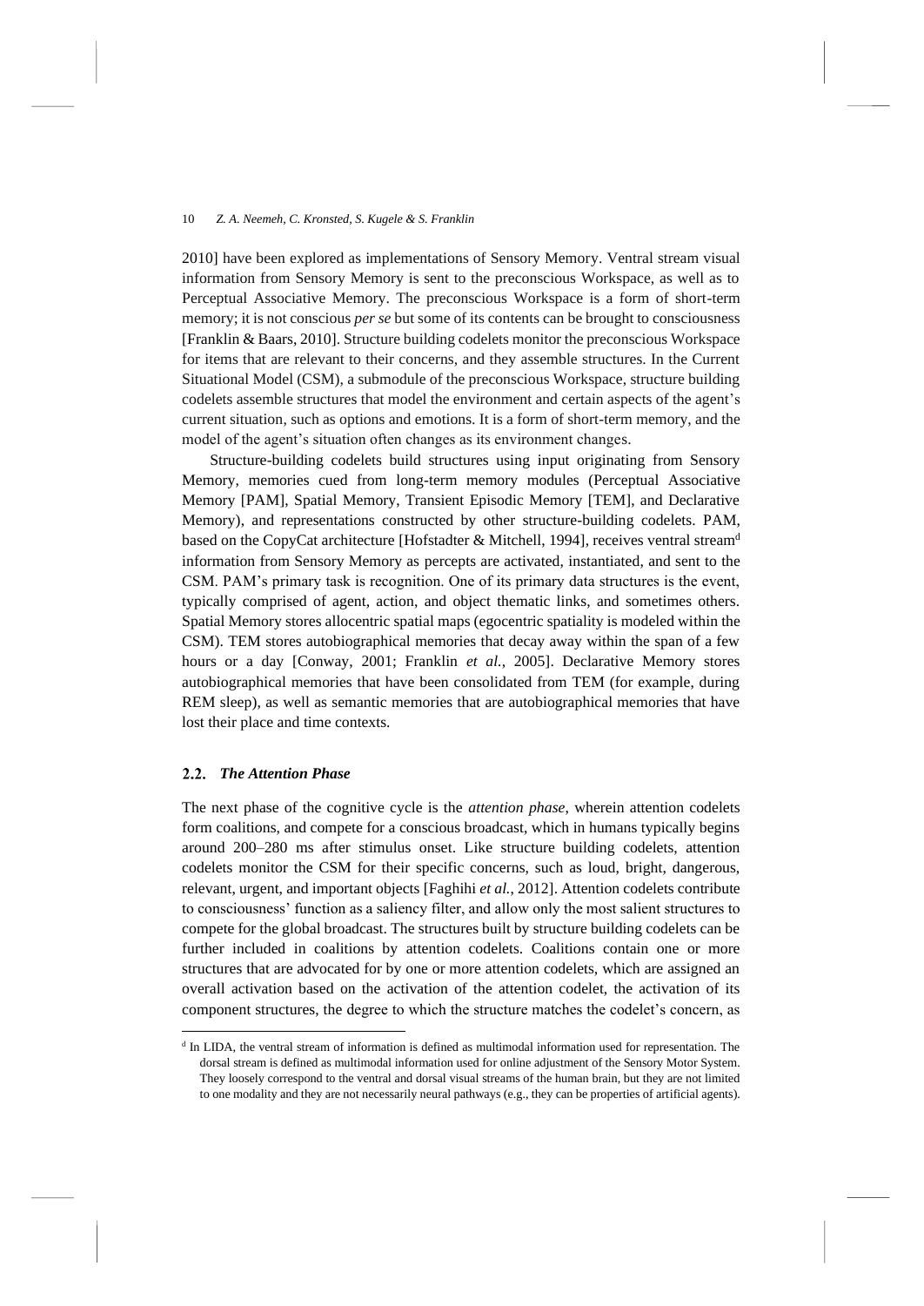2010] have been explored as implementations of Sensory Memory. Ventral stream visual information from Sensory Memory is sent to the preconscious Workspace, as well as to Perceptual Associative Memory. The preconscious Workspace is a form of short-term memory; it is not conscious *per se* but some of its contents can be brought to consciousness [Franklin & Baars, 2010]. Structure building codelets monitor the preconscious Workspace for items that are relevant to their concerns, and they assemble structures. In the Current Situational Model (CSM), a submodule of the preconscious Workspace, structure building codelets assemble structures that model the environment and certain aspects of the agent's current situation, such as options and emotions. It is a form of short-term memory, and the model of the agent's situation often changes as its environment changes.

Structure-building codelets build structures using input originating from Sensory Memory, memories cued from long-term memory modules (Perceptual Associative Memory [PAM], Spatial Memory, Transient Episodic Memory [TEM], and Declarative Memory), and representations constructed by other structure-building codelets. PAM, based on the CopyCat architecture [Hofstadter & Mitchell, 1994], receives ventral stream[d] information from Sensory Memory as percepts are activated, instantiated, and sent to the CSM. PAM's primary task is recognition. One of its primary data structures is the event, typically comprised of agent, action, and object thematic links, and sometimes others. Spatial Memory stores allocentric spatial maps (egocentric spatiality is modeled within the CSM). TEM stores autobiographical memories that decay away within the span of a few hours or a day [Conway, 2001; Franklin *et al.*, 2005]. Declarative Memory stores autobiographical memories that have been consolidated from TEM (for example, during REM sleep), as well as semantic memories that are autobiographical memories that have lost their place and time contexts.

### 2.2. *The Attention Phase*

The next phase of the cognitive cycle is the *attention phase*, wherein attention codelets form coalitions, and compete for a conscious broadcast, which in humans typically begins around 200–280 ms after stimulus onset. Like structure building codelets, attention codelets monitor the CSM for their specific concerns, such as loud, bright, dangerous, relevant, urgent, and important objects [Faghihi *et al.*, 2012]. Attention codelets contribute to consciousness' function as a saliency filter, and allow only the most salient structures to compete for the global broadcast. The structures built by structure building codelets can be further included in coalitions by attention codelets. Coalitions contain one or more structures that are advocated for by one or more attention codelets, which are assigned an overall activation based on the activation of the attention codelet, the activation of its component structures, the degree to which the structure matches the codelet's concern, as

[d] In LIDA, the ventral stream of information is defined as multimodal information used for representation. The dorsal stream is defined as multimodal information used for online adjustment of the Sensory Motor System. They loosely correspond to the ventral and dorsal visual streams of the human brain, but they are not limited to one modality and they are not necessarily neural pathways (e.g., they can be properties of artificial agents).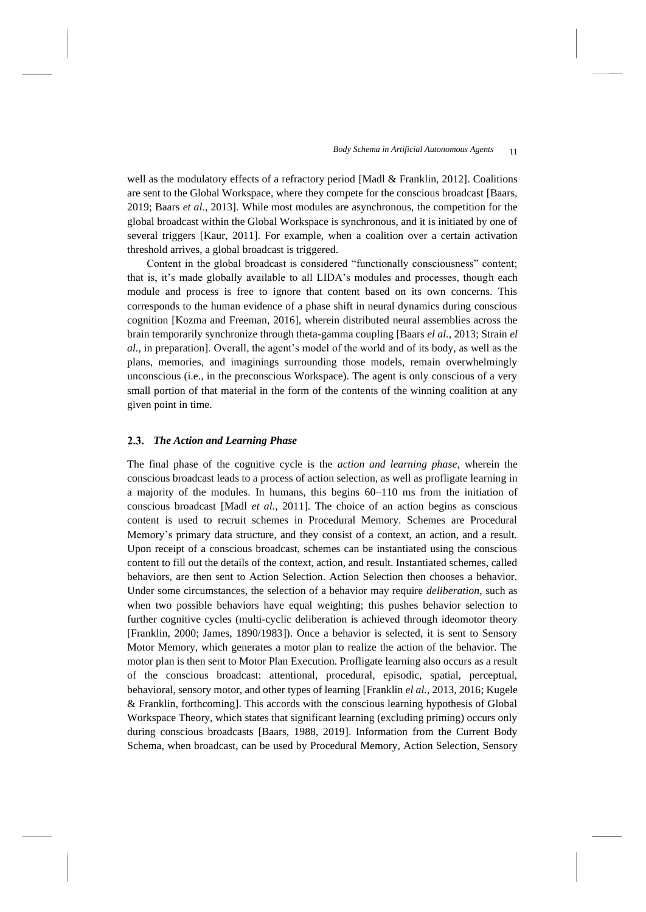well as the modulatory effects of a refractory period [Madl & Franklin, 2012]. Coalitions are sent to the Global Workspace, where they compete for the conscious broadcast [Baars, 2019; Baars *et al.*, 2013]. While most modules are asynchronous, the competition for the global broadcast within the Global Workspace is synchronous, and it is initiated by one of several triggers [Kaur, 2011]. For example, when a coalition over a certain activation threshold arrives, a global broadcast is triggered.

Content in the global broadcast is considered "functionally consciousness" content; that is, it's made globally available to all LIDA's modules and processes, though each module and process is free to ignore that content based on its own concerns. This corresponds to the human evidence of a phase shift in neural dynamics during conscious cognition [Kozma and Freeman, 2016], wherein distributed neural assemblies across the brain temporarily synchronize through theta-gamma coupling [Baars *el al.*, 2013; Strain *el al.*, in preparation]. Overall, the agent's model of the world and of its body, as well as the plans, memories, and imaginings surrounding those models, remain overwhelmingly unconscious (i.e., in the preconscious Workspace). The agent is only conscious of a very small portion of that material in the form of the contents of the winning coalition at any given point in time.

### 2.3. *The Action and Learning Phase*

The final phase of the cognitive cycle is the *action and learning phase*, wherein the conscious broadcast leads to a process of action selection, as well as profligate learning in a majority of the modules. In humans, this begins 60–110 ms from the initiation of conscious broadcast [Madl *et al.*, 2011]. The choice of an action begins as conscious content is used to recruit schemes in Procedural Memory. Schemes are Procedural Memory's primary data structure, and they consist of a context, an action, and a result. Upon receipt of a conscious broadcast, schemes can be instantiated using the conscious content to fill out the details of the context, action, and result. Instantiated schemes, called behaviors, are then sent to Action Selection. Action Selection then chooses a behavior. Under some circumstances, the selection of a behavior may require *deliberation*, such as when two possible behaviors have equal weighting; this pushes behavior selection to further cognitive cycles (multi-cyclic deliberation is achieved through ideomotor theory [Franklin, 2000; James, 1890/1983]). Once a behavior is selected, it is sent to Sensory Motor Memory, which generates a motor plan to realize the action of the behavior. The motor plan is then sent to Motor Plan Execution. Profligate learning also occurs as a result of the conscious broadcast: attentional, procedural, episodic, spatial, perceptual, behavioral, sensory motor, and other types of learning [Franklin *el al.*, 2013, 2016; Kugele & Franklin, forthcoming]. This accords with the conscious learning hypothesis of Global Workspace Theory, which states that significant learning (excluding priming) occurs only during conscious broadcasts [Baars, 1988, 2019]. Information from the Current Body Schema, when broadcast, can be used by Procedural Memory, Action Selection, Sensory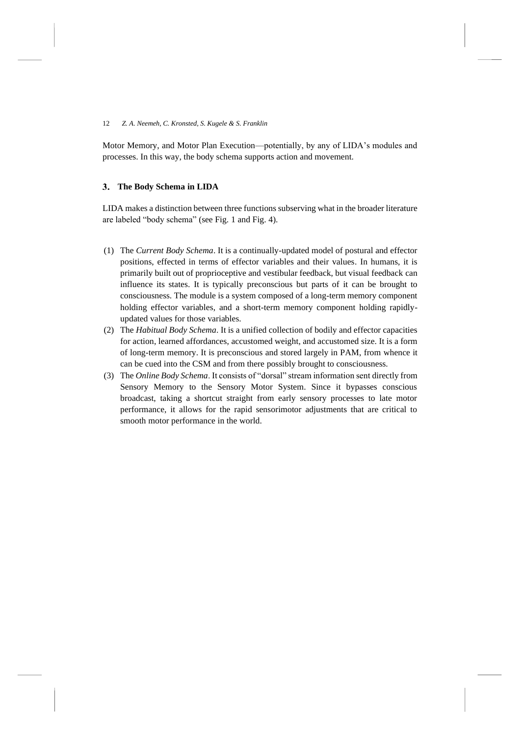Motor Memory, and Motor Plan Execution—potentially, by any of LIDA's modules and processes. In this way, the body schema supports action and movement.

## 3. The Body Schema in LIDA

LIDA makes a distinction between three functions subserving what in the broader literature are labeled "body schema" (see Fig. 1 and Fig. 4).

(1) The *Current Body Schema*. It is a continually-updated model of postural and effector positions, effected in terms of effector variables and their values. In humans, it is primarily built out of proprioceptive and vestibular feedback, but visual feedback can influence its states. It is typically preconscious but parts of it can be brought to consciousness. The module is a system composed of a long-term memory component holding effector variables, and a short-term memory component holding rapidly-updated values for those variables.

(2) The *Habitual Body Schema*. It is a unified collection of bodily and effector capacities for action, learned affordances, accustomed weight, and accustomed size. It is a form of long-term memory. It is preconscious and stored largely in PAM, from whence it can be cued into the CSM and from there possibly brought to consciousness.

(3) The *Online Body Schema*. It consists of "dorsal" stream information sent directly from Sensory Memory to the Sensory Motor System. Since it bypasses conscious broadcast, taking a shortcut straight from early sensory processes to late motor performance, it allows for the rapid sensorimotor adjustments that are critical to smooth motor performance in the world.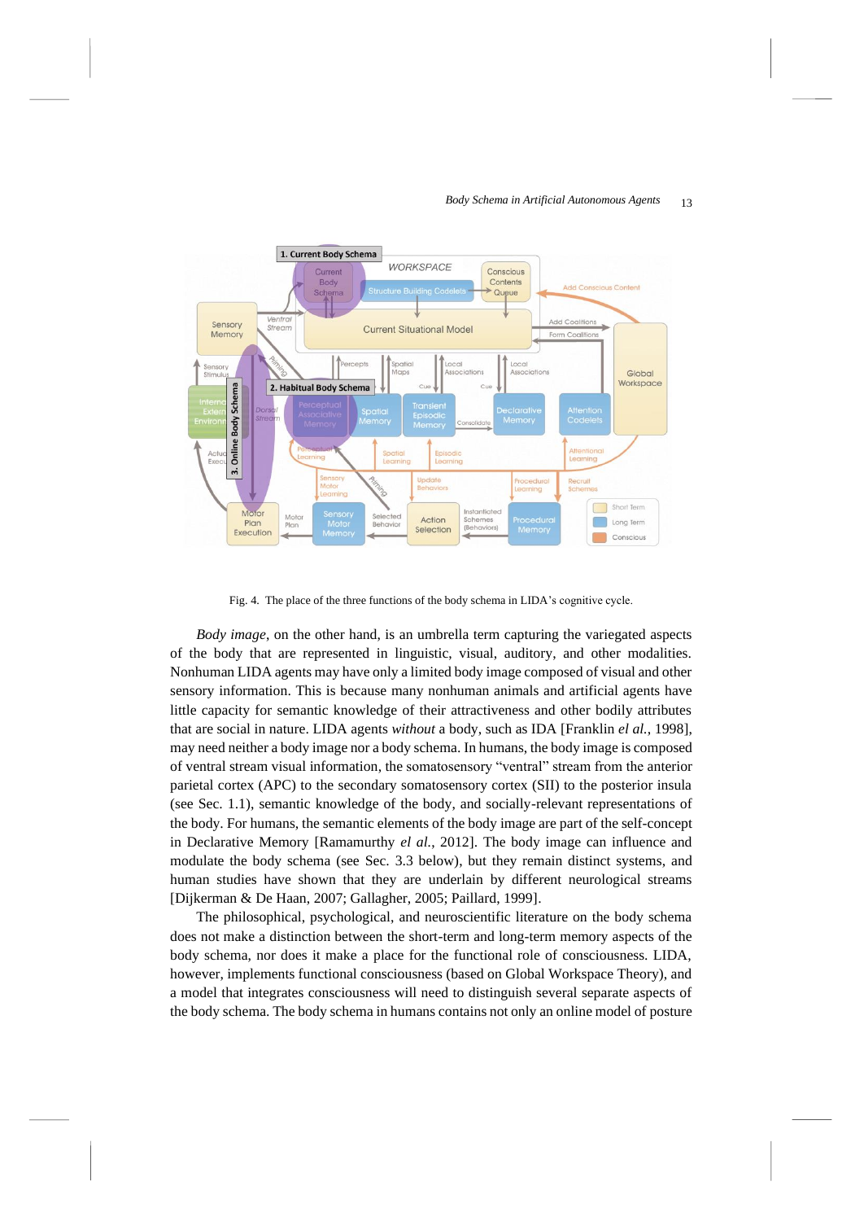Fig. 4. The place of the three functions of the body schema in LIDA's cognitive cycle.

*Body image*, on the other hand, is an umbrella term capturing the variegated aspects of the body that are represented in linguistic, visual, auditory, and other modalities. Nonhuman LIDA agents may have only a limited body image composed of visual and other sensory information. This is because many nonhuman animals and artificial agents have little capacity for semantic knowledge of their attractiveness and other bodily attributes that are social in nature. LIDA agents *without* a body, such as IDA [Franklin *el al.*, 1998], may need neither a body image nor a body schema. In humans, the body image is composed of ventral stream visual information, the somatosensory "ventral" stream from the anterior parietal cortex (APC) to the secondary somatosensory cortex (SII) to the posterior insula (see Sec. 1.1), semantic knowledge of the body, and socially-relevant representations of the body. For humans, the semantic elements of the body image are part of the self-concept in Declarative Memory [Ramamurthy *el al.*, 2012]. The body image can influence and modulate the body schema (see Sec. 3.3 below), but they remain distinct systems, and human studies have shown that they are underlain by different neurological streams [Dijkerman & De Haan, 2007; Gallagher, 2005; Paillard, 1999].

The philosophical, psychological, and neuroscientific literature on the body schema does not make a distinction between the short-term and long-term memory aspects of the body schema, nor does it make a place for the functional role of consciousness. LIDA, however, implements functional consciousness (based on Global Workspace Theory), and a model that integrates consciousness will need to distinguish several separate aspects of the body schema. The body schema in humans contains not only an online model of posture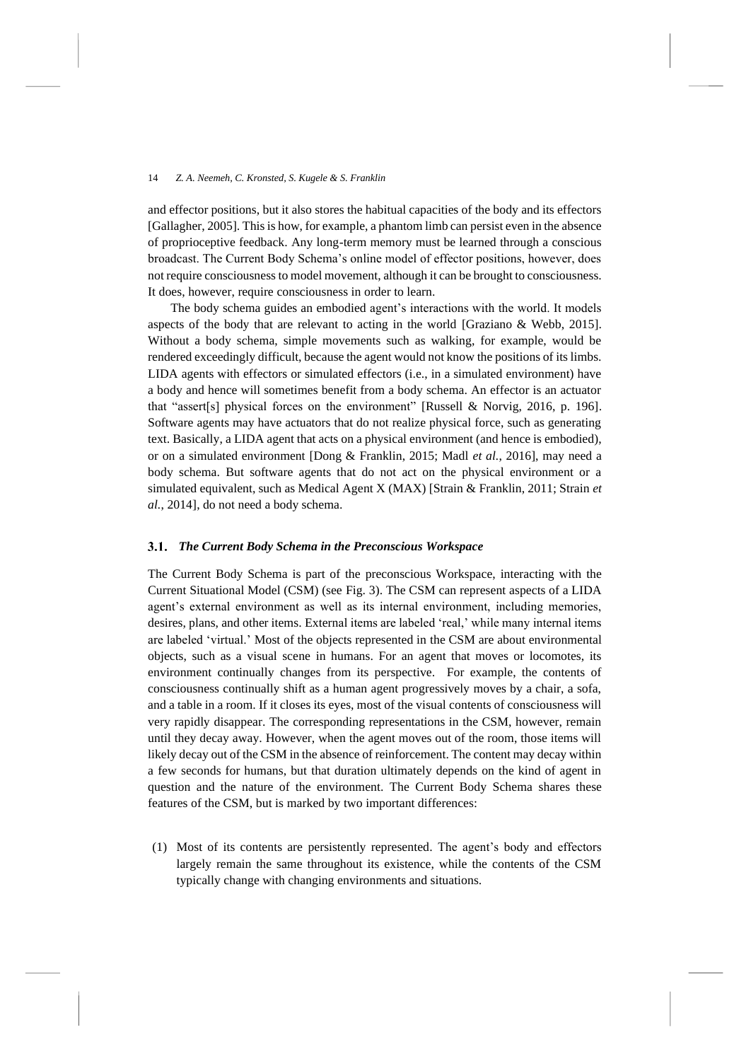and effector positions, but it also stores the habitual capacities of the body and its effectors [Gallagher, 2005]. This is how, for example, a phantom limb can persist even in the absence of proprioceptive feedback. Any long-term memory must be learned through a conscious broadcast. The Current Body Schema's online model of effector positions, however, does not require consciousness to model movement, although it can be brought to consciousness. It does, however, require consciousness in order to learn.

The body schema guides an embodied agent's interactions with the world. It models aspects of the body that are relevant to acting in the world [Graziano & Webb, 2015]. Without a body schema, simple movements such as walking, for example, would be rendered exceedingly difficult, because the agent would not know the positions of its limbs. LIDA agents with effectors or simulated effectors (i.e., in a simulated environment) have a body and hence will sometimes benefit from a body schema. An effector is an actuator that "assert[s] physical forces on the environment" [Russell & Norvig, 2016, p. 196]. Software agents may have actuators that do not realize physical force, such as generating text. Basically, a LIDA agent that acts on a physical environment (and hence is embodied), or on a simulated environment [Dong & Franklin, 2015; Madl *et al.*, 2016], may need a body schema. But software agents that do not act on the physical environment or a simulated equivalent, such as Medical Agent X (MAX) [Strain & Franklin, 2011; Strain *et al.*, 2014], do not need a body schema.

### 3.1. *The Current Body Schema in the Preconscious Workspace*

The Current Body Schema is part of the preconscious Workspace, interacting with the Current Situational Model (CSM) (see Fig. 3). The CSM can represent aspects of a LIDA agent's external environment as well as its internal environment, including memories, desires, plans, and other items. External items are labeled 'real,' while many internal items are labeled 'virtual.' Most of the objects represented in the CSM are about environmental objects, such as a visual scene in humans. For an agent that moves or locomotes, its environment continually changes from its perspective. For example, the contents of consciousness continually shift as a human agent progressively moves by a chair, a sofa, and a table in a room. If it closes its eyes, most of the visual contents of consciousness will very rapidly disappear. The corresponding representations in the CSM, however, remain until they decay away. However, when the agent moves out of the room, those items will likely decay out of the CSM in the absence of reinforcement. The content may decay within a few seconds for humans, but that duration ultimately depends on the kind of agent in question and the nature of the environment. The Current Body Schema shares these features of the CSM, but is marked by two important differences:

(1) Most of its contents are persistently represented. The agent's body and effectors largely remain the same throughout its existence, while the contents of the CSM typically change with changing environments and situations.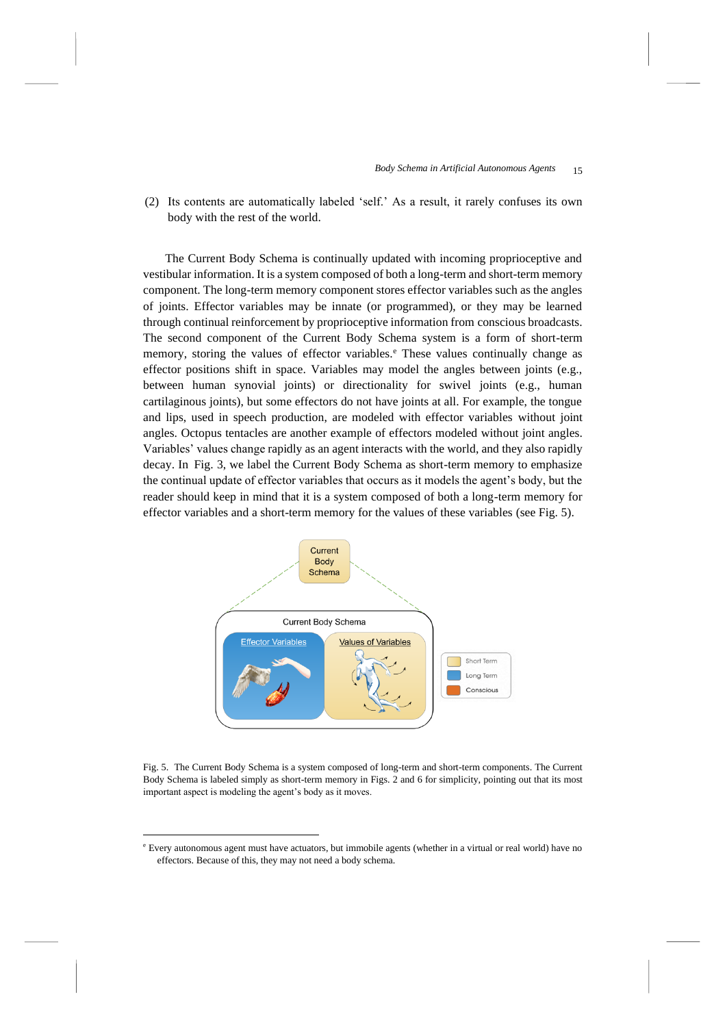(2) Its contents are automatically labeled 'self.' As a result, it rarely confuses its own body with the rest of the world.

The Current Body Schema is continually updated with incoming proprioceptive and vestibular information. It is a system composed of both a long-term and short-term memory component. The long-term memory component stores effector variables such as the angles of joints. Effector variables may be innate (or programmed), or they may be learned through continual reinforcement by proprioceptive information from conscious broadcasts. The second component of the Current Body Schema system is a form of short-term memory, storing the values of effector variables.[e] These values continually change as effector positions shift in space. Variables may model the angles between joints (e.g., between human synovial joints) or directionality for swivel joints (e.g., human cartilaginous joints), but some effectors do not have joints at all. For example, the tongue and lips, used in speech production, are modeled with effector variables without joint angles. Octopus tentacles are another example of effectors modeled without joint angles. Variables' values change rapidly as an agent interacts with the world, and they also rapidly decay. In Fig. 3, we label the Current Body Schema as short-term memory to emphasize the continual update of effector variables that occurs as it models the agent's body, but the reader should keep in mind that it is a system composed of both a long-term memory for effector variables and a short-term memory for the values of these variables (see Fig. 5).

Fig. 5. The Current Body Schema is a system composed of long-term and short-term components. The Current Body Schema is labeled simply as short-term memory in Figs. 2 and 6 for simplicity, pointing out that its most important aspect is modeling the agent's body as it moves.

[e] Every autonomous agent must have actuators, but immobile agents (whether in a virtual or real world) have no effectors. Because of this, they may not need a body schema.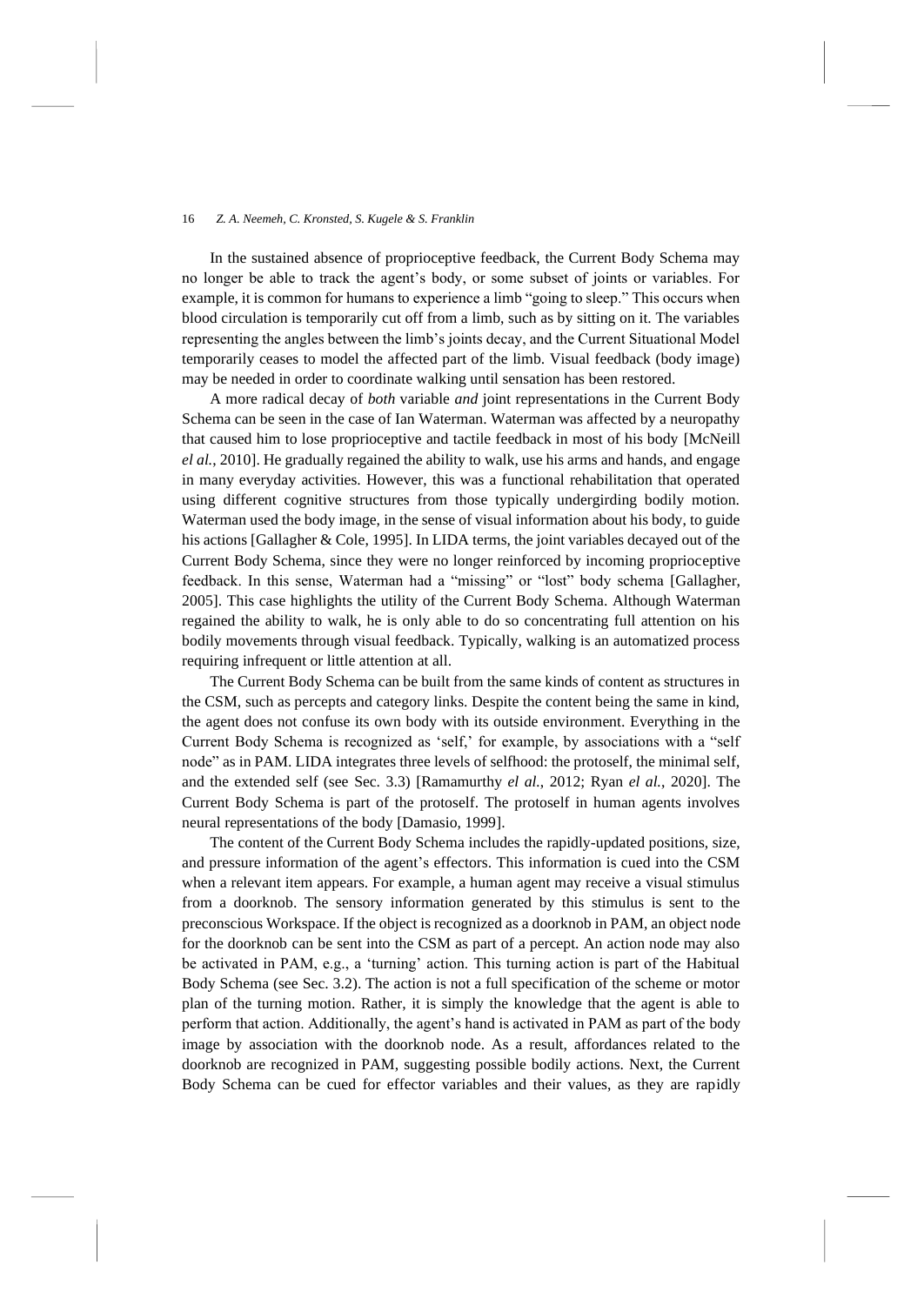In the sustained absence of proprioceptive feedback, the Current Body Schema may no longer be able to track the agent's body, or some subset of joints or variables. For example, it is common for humans to experience a limb "going to sleep." This occurs when blood circulation is temporarily cut off from a limb, such as by sitting on it. The variables representing the angles between the limb's joints decay, and the Current Situational Model temporarily ceases to model the affected part of the limb. Visual feedback (body image) may be needed in order to coordinate walking until sensation has been restored.

A more radical decay of *both* variable *and* joint representations in the Current Body Schema can be seen in the case of Ian Waterman. Waterman was affected by a neuropathy that caused him to lose proprioceptive and tactile feedback in most of his body [McNeill *el al.*, 2010]. He gradually regained the ability to walk, use his arms and hands, and engage in many everyday activities. However, this was a functional rehabilitation that operated using different cognitive structures from those typically undergirding bodily motion. Waterman used the body image, in the sense of visual information about his body, to guide his actions [Gallagher & Cole, 1995]. In LIDA terms, the joint variables decayed out of the Current Body Schema, since they were no longer reinforced by incoming proprioceptive feedback. In this sense, Waterman had a "missing" or "lost" body schema [Gallagher, 2005]. This case highlights the utility of the Current Body Schema. Although Waterman regained the ability to walk, he is only able to do so concentrating full attention on his bodily movements through visual feedback. Typically, walking is an automatized process requiring infrequent or little attention at all.

The Current Body Schema can be built from the same kinds of content as structures in the CSM, such as percepts and category links. Despite the content being the same in kind, the agent does not confuse its own body with its outside environment. Everything in the Current Body Schema is recognized as 'self,' for example, by associations with a "self node" as in PAM. LIDA integrates three levels of selfhood: the protoself, the minimal self, and the extended self (see Sec. 3.3) [Ramamurthy *el al.*, 2012; Ryan *el al.*, 2020]. The Current Body Schema is part of the protoself. The protoself in human agents involves neural representations of the body [Damasio, 1999].

The content of the Current Body Schema includes the rapidly-updated positions, size, and pressure information of the agent's effectors. This information is cued into the CSM when a relevant item appears. For example, a human agent may receive a visual stimulus from a doorknob. The sensory information generated by this stimulus is sent to the preconscious Workspace. If the object is recognized as a doorknob in PAM, an object node for the doorknob can be sent into the CSM as part of a percept. An action node may also be activated in PAM, e.g., a 'turning' action. This turning action is part of the Habitual Body Schema (see Sec. 3.2). The action is not a full specification of the scheme or motor plan of the turning motion. Rather, it is simply the knowledge that the agent is able to perform that action. Additionally, the agent's hand is activated in PAM as part of the body image by association with the doorknob node. As a result, affordances related to the doorknob are recognized in PAM, suggesting possible bodily actions. Next, the Current Body Schema can be cued for effector variables and their values, as they are rapidly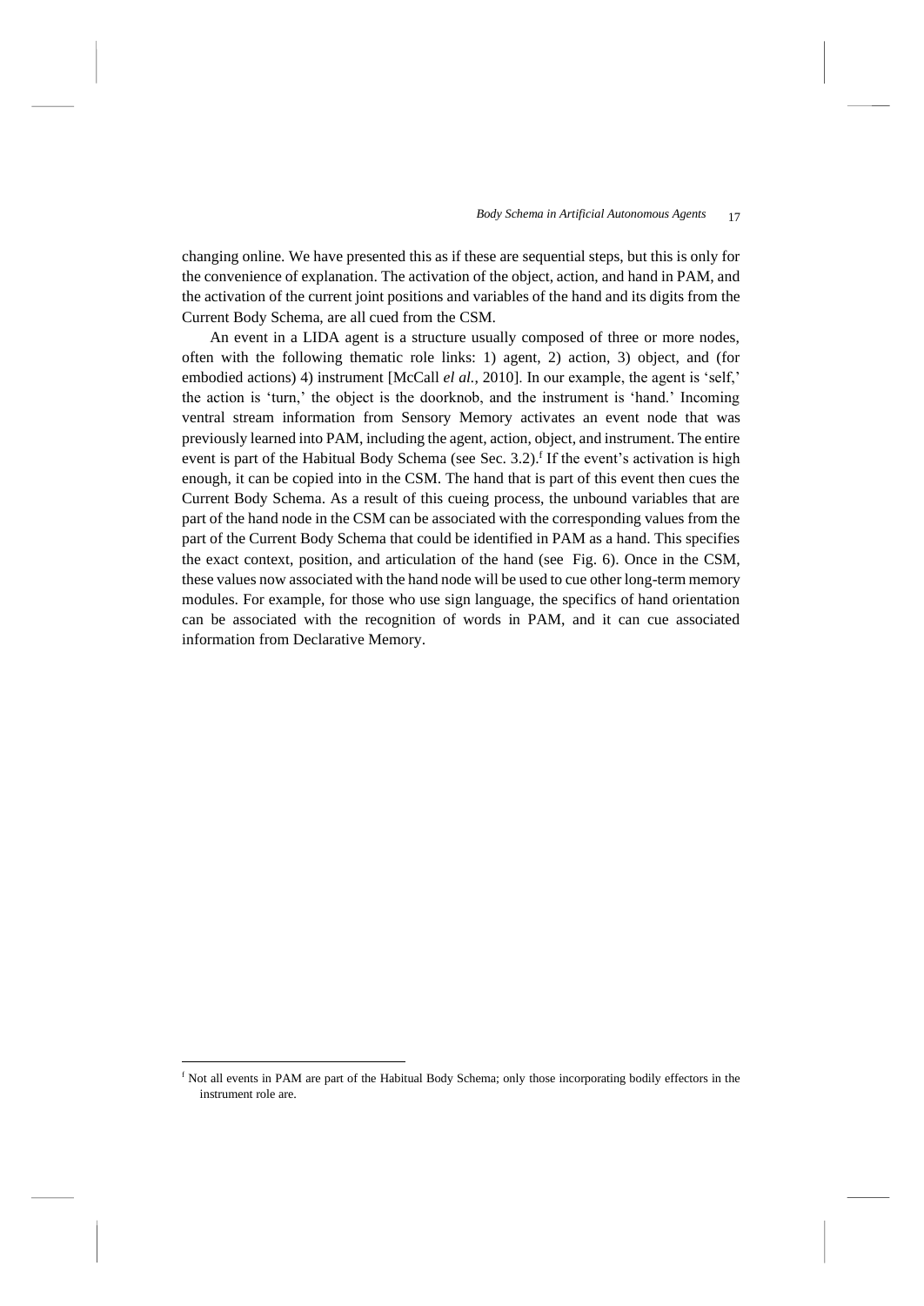changing online. We have presented this as if these are sequential steps, but this is only for the convenience of explanation. The activation of the object, action, and hand in PAM, and the activation of the current joint positions and variables of the hand and its digits from the Current Body Schema, are all cued from the CSM.

An event in a LIDA agent is a structure usually composed of three or more nodes, often with the following thematic role links: 1) agent, 2) action, 3) object, and (for embodied actions) 4) instrument [McCall *el al.*, 2010]. In our example, the agent is 'self,' the action is 'turn,' the object is the doorknob, and the instrument is 'hand.' Incoming ventral stream information from Sensory Memory activates an event node that was previously learned into PAM, including the agent, action, object, and instrument. The entire event is part of the Habitual Body Schema (see Sec. 3.2).[f] If the event's activation is high enough, it can be copied into in the CSM. The hand that is part of this event then cues the Current Body Schema. As a result of this cueing process, the unbound variables that are part of the hand node in the CSM can be associated with the corresponding values from the part of the Current Body Schema that could be identified in PAM as a hand. This specifies the exact context, position, and articulation of the hand (see Fig. 6). Once in the CSM, these values now associated with the hand node will be used to cue other long-term memory modules. For example, for those who use sign language, the specifics of hand orientation can be associated with the recognition of words in PAM, and it can cue associated information from Declarative Memory.

[f] Not all events in PAM are part of the Habitual Body Schema; only those incorporating bodily effectors in the instrument role are.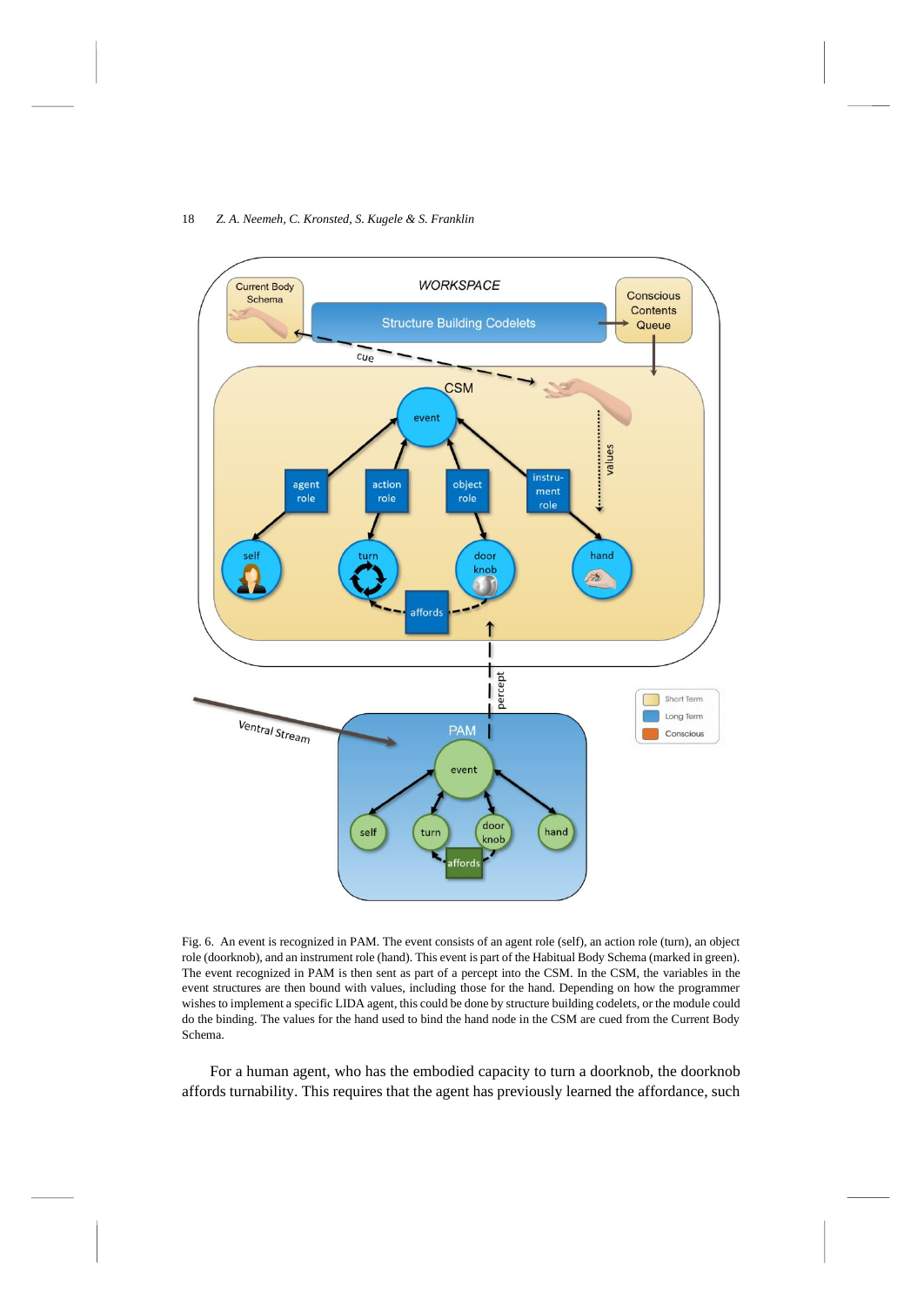Fig. 6. An event is recognized in PAM. The event consists of an agent role (self), an action role (turn), an object role (doorknob), and an instrument role (hand). This event is part of the Habitual Body Schema (marked in green). The event recognized in PAM is then sent as part of a percept into the CSM. In the CSM, the variables in the event structures are then bound with values, including those for the hand. Depending on how the programmer wishes to implement a specific LIDA agent, this could be done by structure building codelets, or the module could do the binding. The values for the hand used to bind the hand node in the CSM are cued from the Current Body Schema.

For a human agent, who has the embodied capacity to turn a doorknob, the doorknob affords turnability. This requires that the agent has previously learned the affordance, such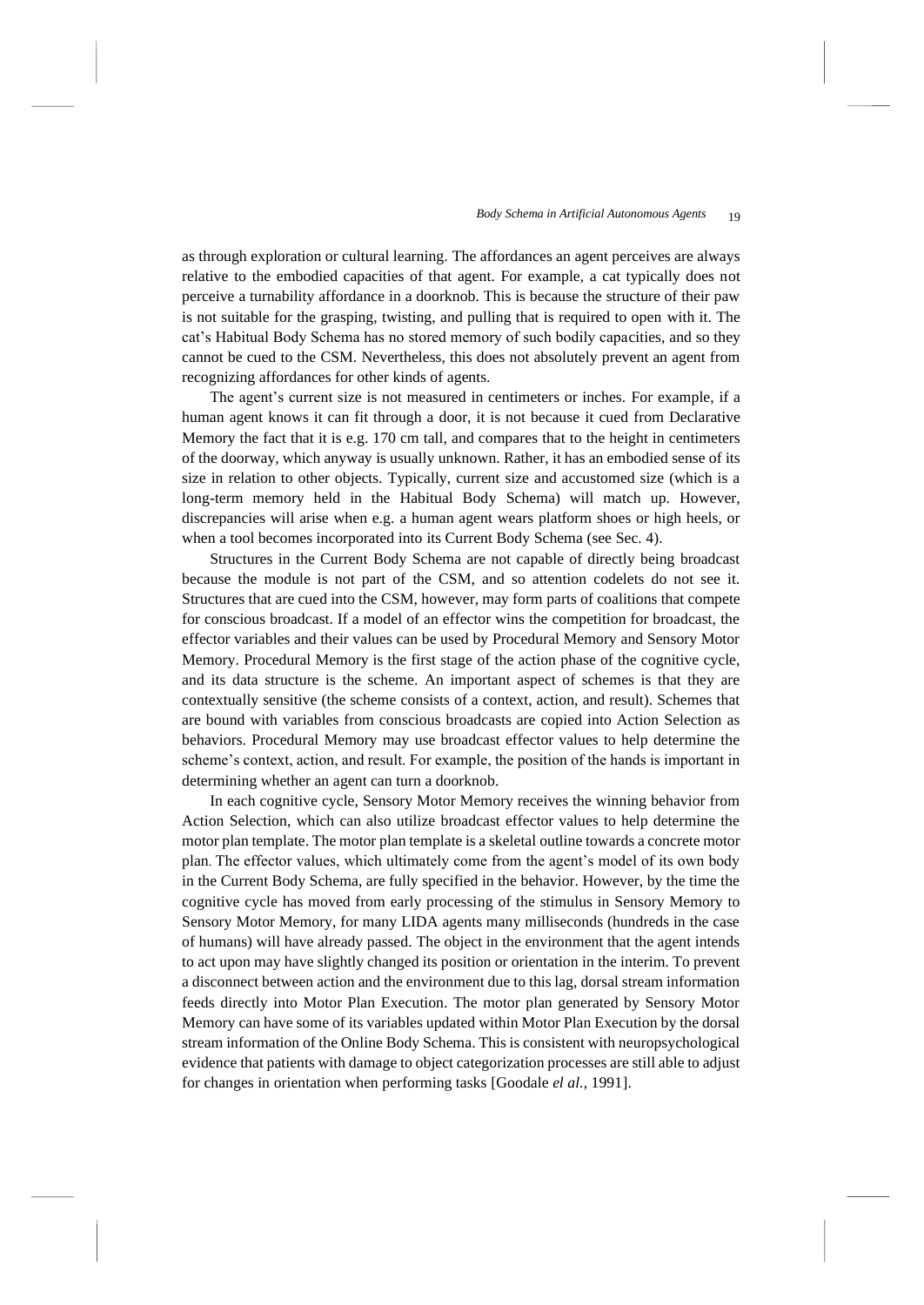as through exploration or cultural learning. The affordances an agent perceives are always relative to the embodied capacities of that agent. For example, a cat typically does not perceive a turnability affordance in a doorknob. This is because the structure of their paw is not suitable for the grasping, twisting, and pulling that is required to open with it. The cat's Habitual Body Schema has no stored memory of such bodily capacities, and so they cannot be cued to the CSM. Nevertheless, this does not absolutely prevent an agent from recognizing affordances for other kinds of agents.

The agent's current size is not measured in centimeters or inches. For example, if a human agent knows it can fit through a door, it is not because it cued from Declarative Memory the fact that it is e.g. 170 cm tall, and compares that to the height in centimeters of the doorway, which anyway is usually unknown. Rather, it has an embodied sense of its size in relation to other objects. Typically, current size and accustomed size (which is a long-term memory held in the Habitual Body Schema) will match up. However, discrepancies will arise when e.g. a human agent wears platform shoes or high heels, or when a tool becomes incorporated into its Current Body Schema (see Sec. 4).

Structures in the Current Body Schema are not capable of directly being broadcast because the module is not part of the CSM, and so attention codelets do not see it. Structures that are cued into the CSM, however, may form parts of coalitions that compete for conscious broadcast. If a model of an effector wins the competition for broadcast, the effector variables and their values can be used by Procedural Memory and Sensory Motor Memory. Procedural Memory is the first stage of the action phase of the cognitive cycle, and its data structure is the scheme. An important aspect of schemes is that they are contextually sensitive (the scheme consists of a context, action, and result). Schemes that are bound with variables from conscious broadcasts are copied into Action Selection as behaviors. Procedural Memory may use broadcast effector values to help determine the scheme's context, action, and result. For example, the position of the hands is important in determining whether an agent can turn a doorknob.

In each cognitive cycle, Sensory Motor Memory receives the winning behavior from Action Selection, which can also utilize broadcast effector values to help determine the motor plan template. The motor plan template is a skeletal outline towards a concrete motor plan. The effector values, which ultimately come from the agent's model of its own body in the Current Body Schema, are fully specified in the behavior. However, by the time the cognitive cycle has moved from early processing of the stimulus in Sensory Memory to Sensory Motor Memory, for many LIDA agents many milliseconds (hundreds in the case of humans) will have already passed. The object in the environment that the agent intends to act upon may have slightly changed its position or orientation in the interim. To prevent a disconnect between action and the environment due to this lag, dorsal stream information feeds directly into Motor Plan Execution. The motor plan generated by Sensory Motor Memory can have some of its variables updated within Motor Plan Execution by the dorsal stream information of the Online Body Schema. This is consistent with neuropsychological evidence that patients with damage to object categorization processes are still able to adjust for changes in orientation when performing tasks [Goodale *el al.*, 1991].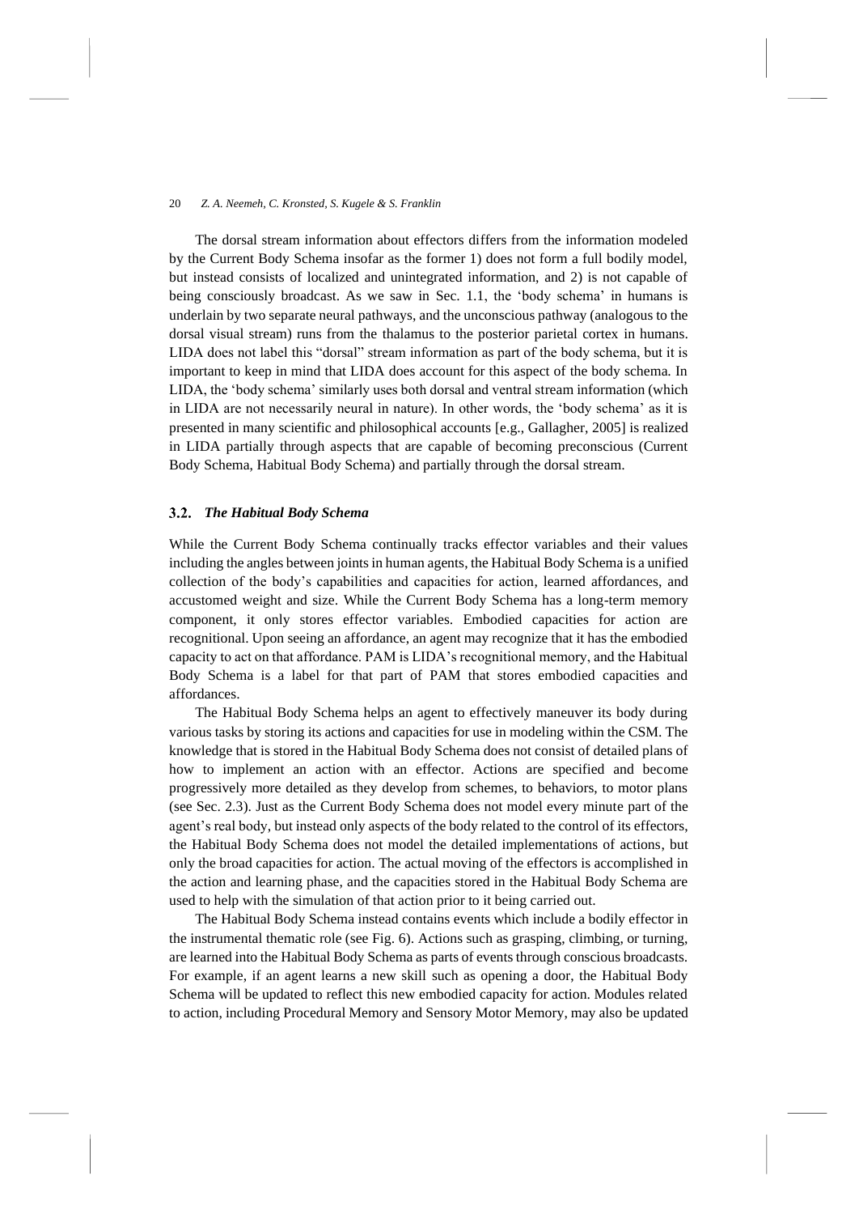The dorsal stream information about effectors differs from the information modeled by the Current Body Schema insofar as the former 1) does not form a full bodily model, but instead consists of localized and unintegrated information, and 2) is not capable of being consciously broadcast. As we saw in Sec. 1.1, the 'body schema' in humans is underlain by two separate neural pathways, and the unconscious pathway (analogous to the dorsal visual stream) runs from the thalamus to the posterior parietal cortex in humans. LIDA does not label this "dorsal" stream information as part of the body schema, but it is important to keep in mind that LIDA does account for this aspect of the body schema. In LIDA, the 'body schema' similarly uses both dorsal and ventral stream information (which in LIDA are not necessarily neural in nature). In other words, the 'body schema' as it is presented in many scientific and philosophical accounts [e.g., Gallagher, 2005] is realized in LIDA partially through aspects that are capable of becoming preconscious (Current Body Schema, Habitual Body Schema) and partially through the dorsal stream.

### 3.2. *The Habitual Body Schema*

While the Current Body Schema continually tracks effector variables and their values including the angles between joints in human agents, the Habitual Body Schema is a unified collection of the body's capabilities and capacities for action, learned affordances, and accustomed weight and size. While the Current Body Schema has a long-term memory component, it only stores effector variables. Embodied capacities for action are recognitional. Upon seeing an affordance, an agent may recognize that it has the embodied capacity to act on that affordance. PAM is LIDA's recognitional memory, and the Habitual Body Schema is a label for that part of PAM that stores embodied capacities and affordances.

The Habitual Body Schema helps an agent to effectively maneuver its body during various tasks by storing its actions and capacities for use in modeling within the CSM. The knowledge that is stored in the Habitual Body Schema does not consist of detailed plans of how to implement an action with an effector. Actions are specified and become progressively more detailed as they develop from schemes, to behaviors, to motor plans (see Sec. 2.3). Just as the Current Body Schema does not model every minute part of the agent's real body, but instead only aspects of the body related to the control of its effectors, the Habitual Body Schema does not model the detailed implementations of actions, but only the broad capacities for action. The actual moving of the effectors is accomplished in the action and learning phase, and the capacities stored in the Habitual Body Schema are used to help with the simulation of that action prior to it being carried out.

The Habitual Body Schema instead contains events which include a bodily effector in the instrumental thematic role (see Fig. 6). Actions such as grasping, climbing, or turning, are learned into the Habitual Body Schema as parts of events through conscious broadcasts. For example, if an agent learns a new skill such as opening a door, the Habitual Body Schema will be updated to reflect this new embodied capacity for action. Modules related to action, including Procedural Memory and Sensory Motor Memory, may also be updated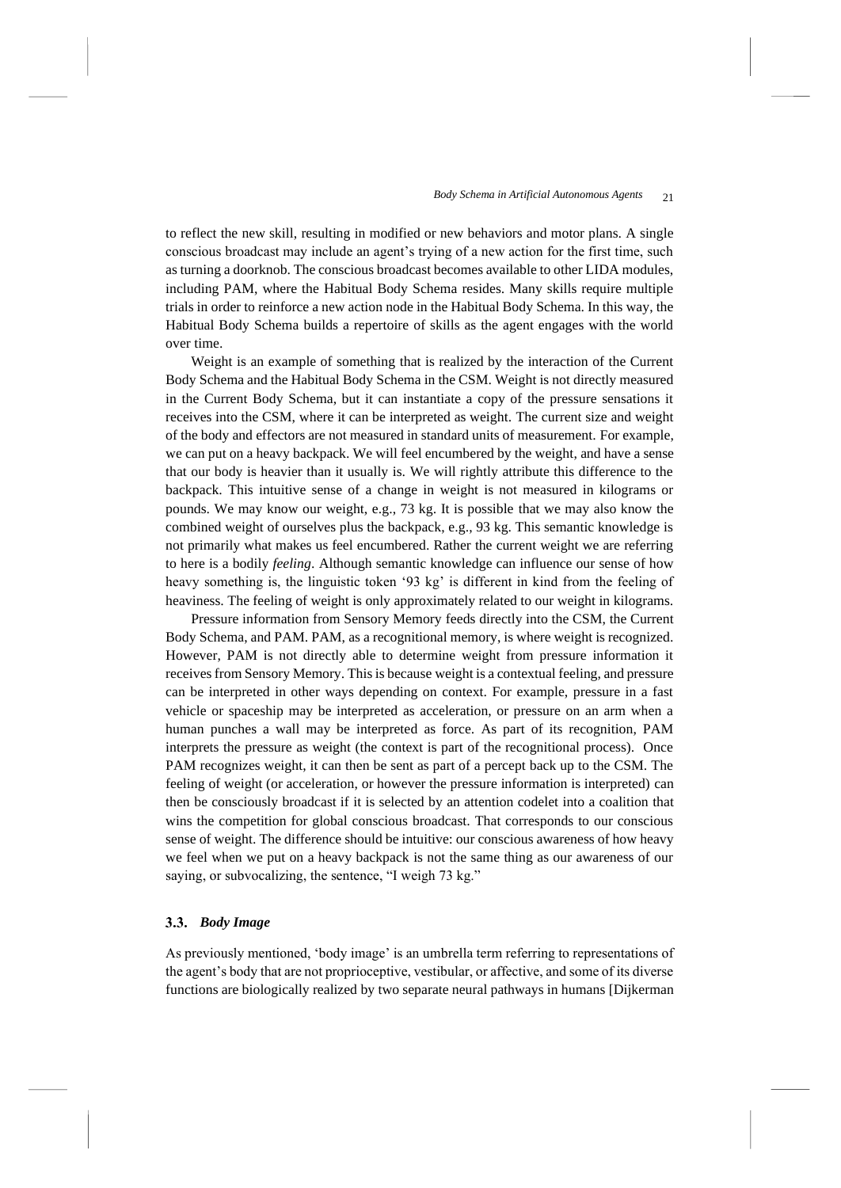to reflect the new skill, resulting in modified or new behaviors and motor plans. A single conscious broadcast may include an agent's trying of a new action for the first time, such as turning a doorknob. The conscious broadcast becomes available to other LIDA modules, including PAM, where the Habitual Body Schema resides. Many skills require multiple trials in order to reinforce a new action node in the Habitual Body Schema. In this way, the Habitual Body Schema builds a repertoire of skills as the agent engages with the world over time.

Weight is an example of something that is realized by the interaction of the Current Body Schema and the Habitual Body Schema in the CSM. Weight is not directly measured in the Current Body Schema, but it can instantiate a copy of the pressure sensations it receives into the CSM, where it can be interpreted as weight. The current size and weight of the body and effectors are not measured in standard units of measurement. For example, we can put on a heavy backpack. We will feel encumbered by the weight, and have a sense that our body is heavier than it usually is. We will rightly attribute this difference to the backpack. This intuitive sense of a change in weight is not measured in kilograms or pounds. We may know our weight, e.g., 73 kg. It is possible that we may also know the combined weight of ourselves plus the backpack, e.g., 93 kg. This semantic knowledge is not primarily what makes us feel encumbered. Rather the current weight we are referring to here is a bodily *feeling*. Although semantic knowledge can influence our sense of how heavy something is, the linguistic token '93 kg' is different in kind from the feeling of heaviness. The feeling of weight is only approximately related to our weight in kilograms.

Pressure information from Sensory Memory feeds directly into the CSM, the Current Body Schema, and PAM. PAM, as a recognitional memory, is where weight is recognized. However, PAM is not directly able to determine weight from pressure information it receives from Sensory Memory. This is because weight is a contextual feeling, and pressure can be interpreted in other ways depending on context. For example, pressure in a fast vehicle or spaceship may be interpreted as acceleration, or pressure on an arm when a human punches a wall may be interpreted as force. As part of its recognition, PAM interprets the pressure as weight (the context is part of the recognitional process). Once PAM recognizes weight, it can then be sent as part of a percept back up to the CSM. The feeling of weight (or acceleration, or however the pressure information is interpreted) can then be consciously broadcast if it is selected by an attention codelet into a coalition that wins the competition for global conscious broadcast. That corresponds to our conscious sense of weight. The difference should be intuitive: our conscious awareness of how heavy we feel when we put on a heavy backpack is not the same thing as our awareness of our saying, or subvocalizing, the sentence, "I weigh 73 kg."

### 3.3. *Body Image*

As previously mentioned, 'body image' is an umbrella term referring to representations of the agent's body that are not proprioceptive, vestibular, or affective, and some of its diverse functions are biologically realized by two separate neural pathways in humans [Dijkerman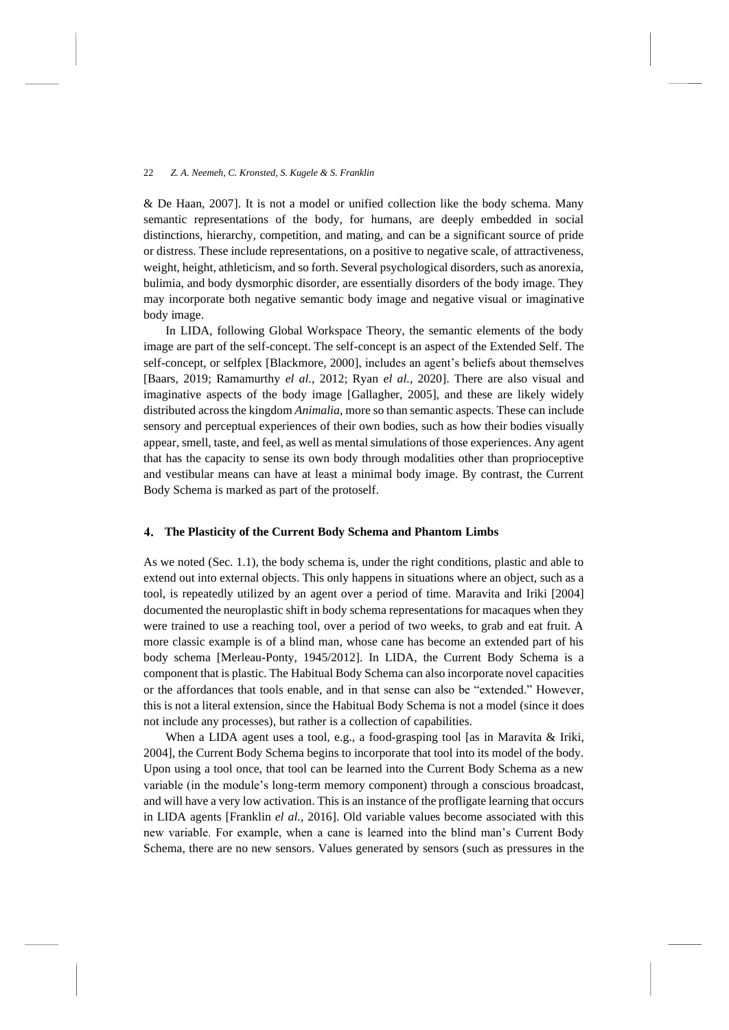& De Haan, 2007]. It is not a model or unified collection like the body schema. Many semantic representations of the body, for humans, are deeply embedded in social distinctions, hierarchy, competition, and mating, and can be a significant source of pride or distress. These include representations, on a positive to negative scale, of attractiveness, weight, height, athleticism, and so forth. Several psychological disorders, such as anorexia, bulimia, and body dysmorphic disorder, are essentially disorders of the body image. They may incorporate both negative semantic body image and negative visual or imaginative body image.

In LIDA, following Global Workspace Theory, the semantic elements of the body image are part of the self-concept. The self-concept is an aspect of the Extended Self. The self-concept, or selfplex [Blackmore, 2000], includes an agent's beliefs about themselves [Baars, 2019; Ramamurthy *el al.*, 2012; Ryan *el al.*, 2020]. There are also visual and imaginative aspects of the body image [Gallagher, 2005], and these are likely widely distributed across the kingdom *Animalia*, more so than semantic aspects. These can include sensory and perceptual experiences of their own bodies, such as how their bodies visually appear, smell, taste, and feel, as well as mental simulations of those experiences. Any agent that has the capacity to sense its own body through modalities other than proprioceptive and vestibular means can have at least a minimal body image. By contrast, the Current Body Schema is marked as part of the protoself.

## 4. The Plasticity of the Current Body Schema and Phantom Limbs

As we noted (Sec. 1.1), the body schema is, under the right conditions, plastic and able to extend out into external objects. This only happens in situations where an object, such as a tool, is repeatedly utilized by an agent over a period of time. Maravita and Iriki [2004] documented the neuroplastic shift in body schema representations for macaques when they were trained to use a reaching tool, over a period of two weeks, to grab and eat fruit. A more classic example is of a blind man, whose cane has become an extended part of his body schema [Merleau-Ponty, 1945/2012]. In LIDA, the Current Body Schema is a component that is plastic. The Habitual Body Schema can also incorporate novel capacities or the affordances that tools enable, and in that sense can also be "extended." However, this is not a literal extension, since the Habitual Body Schema is not a model (since it does not include any processes), but rather is a collection of capabilities.

When a LIDA agent uses a tool, e.g., a food-grasping tool [as in Maravita & Iriki, 2004], the Current Body Schema begins to incorporate that tool into its model of the body. Upon using a tool once, that tool can be learned into the Current Body Schema as a new variable (in the module's long-term memory component) through a conscious broadcast, and will have a very low activation. This is an instance of the profligate learning that occurs in LIDA agents [Franklin *el al.*, 2016]. Old variable values become associated with this new variable. For example, when a cane is learned into the blind man's Current Body Schema, there are no new sensors. Values generated by sensors (such as pressures in the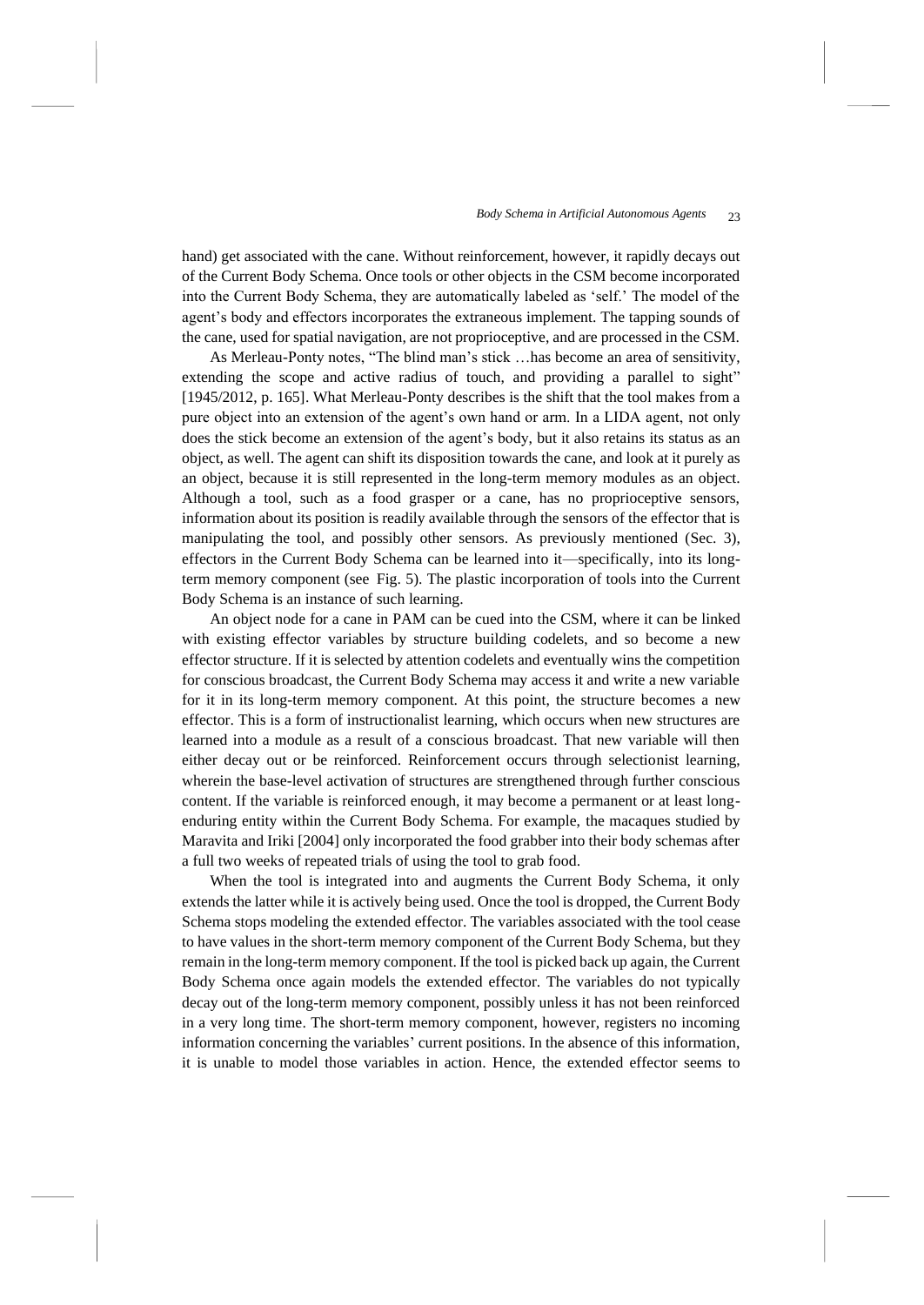hand) get associated with the cane. Without reinforcement, however, it rapidly decays out of the Current Body Schema. Once tools or other objects in the CSM become incorporated into the Current Body Schema, they are automatically labeled as 'self.' The model of the agent's body and effectors incorporates the extraneous implement. The tapping sounds of the cane, used for spatial navigation, are not proprioceptive, and are processed in the CSM.

As Merleau-Ponty notes, "The blind man's stick …has become an area of sensitivity, extending the scope and active radius of touch, and providing a parallel to sight" [1945/2012, p. 165]. What Merleau-Ponty describes is the shift that the tool makes from a pure object into an extension of the agent's own hand or arm. In a LIDA agent, not only does the stick become an extension of the agent's body, but it also retains its status as an object, as well. The agent can shift its disposition towards the cane, and look at it purely as an object, because it is still represented in the long-term memory modules as an object. Although a tool, such as a food grasper or a cane, has no proprioceptive sensors, information about its position is readily available through the sensors of the effector that is manipulating the tool, and possibly other sensors. As previously mentioned (Sec. 3), effectors in the Current Body Schema can be learned into it—specifically, into its long-term memory component (see Fig. 5). The plastic incorporation of tools into the Current Body Schema is an instance of such learning.

An object node for a cane in PAM can be cued into the CSM, where it can be linked with existing effector variables by structure building codelets, and so become a new effector structure. If it is selected by attention codelets and eventually wins the competition for conscious broadcast, the Current Body Schema may access it and write a new variable for it in its long-term memory component. At this point, the structure becomes a new effector. This is a form of instructionalist learning, which occurs when new structures are learned into a module as a result of a conscious broadcast. That new variable will then either decay out or be reinforced. Reinforcement occurs through selectionist learning, wherein the base-level activation of structures are strengthened through further conscious content. If the variable is reinforced enough, it may become a permanent or at least long-enduring entity within the Current Body Schema. For example, the macaques studied by Maravita and Iriki [2004] only incorporated the food grabber into their body schemas after a full two weeks of repeated trials of using the tool to grab food.

When the tool is integrated into and augments the Current Body Schema, it only extends the latter while it is actively being used. Once the tool is dropped, the Current Body Schema stops modeling the extended effector. The variables associated with the tool cease to have values in the short-term memory component of the Current Body Schema, but they remain in the long-term memory component. If the tool is picked back up again, the Current Body Schema once again models the extended effector. The variables do not typically decay out of the long-term memory component, possibly unless it has not been reinforced in a very long time. The short-term memory component, however, registers no incoming information concerning the variables' current positions. In the absence of this information, it is unable to model those variables in action. Hence, the extended effector seems to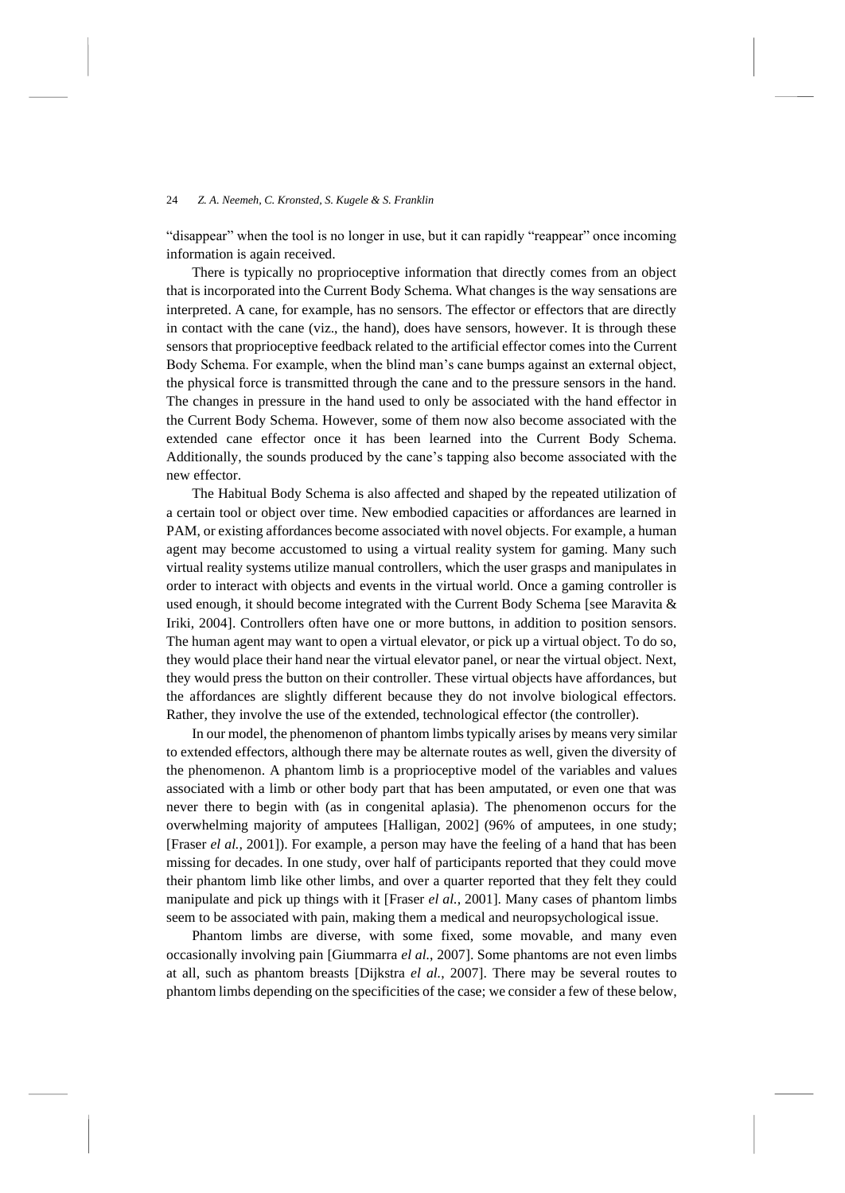"disappear" when the tool is no longer in use, but it can rapidly "reappear" once incoming information is again received.

There is typically no proprioceptive information that directly comes from an object that is incorporated into the Current Body Schema. What changes is the way sensations are interpreted. A cane, for example, has no sensors. The effector or effectors that are directly in contact with the cane (viz., the hand), does have sensors, however. It is through these sensors that proprioceptive feedback related to the artificial effector comes into the Current Body Schema. For example, when the blind man's cane bumps against an external object, the physical force is transmitted through the cane and to the pressure sensors in the hand. The changes in pressure in the hand used to only be associated with the hand effector in the Current Body Schema. However, some of them now also become associated with the extended cane effector once it has been learned into the Current Body Schema. Additionally, the sounds produced by the cane's tapping also become associated with the new effector.

The Habitual Body Schema is also affected and shaped by the repeated utilization of a certain tool or object over time. New embodied capacities or affordances are learned in PAM, or existing affordances become associated with novel objects. For example, a human agent may become accustomed to using a virtual reality system for gaming. Many such virtual reality systems utilize manual controllers, which the user grasps and manipulates in order to interact with objects and events in the virtual world. Once a gaming controller is used enough, it should become integrated with the Current Body Schema [see Maravita & Iriki, 2004]. Controllers often have one or more buttons, in addition to position sensors. The human agent may want to open a virtual elevator, or pick up a virtual object. To do so, they would place their hand near the virtual elevator panel, or near the virtual object. Next, they would press the button on their controller. These virtual objects have affordances, but the affordances are slightly different because they do not involve biological effectors. Rather, they involve the use of the extended, technological effector (the controller).

In our model, the phenomenon of phantom limbs typically arises by means very similar to extended effectors, although there may be alternate routes as well, given the diversity of the phenomenon. A phantom limb is a proprioceptive model of the variables and values associated with a limb or other body part that has been amputated, or even one that was never there to begin with (as in congenital aplasia). The phenomenon occurs for the overwhelming majority of amputees [Halligan, 2002] (96% of amputees, in one study; [Fraser *el al.*, 2001]). For example, a person may have the feeling of a hand that has been missing for decades. In one study, over half of participants reported that they could move their phantom limb like other limbs, and over a quarter reported that they felt they could manipulate and pick up things with it [Fraser *el al.*, 2001]. Many cases of phantom limbs seem to be associated with pain, making them a medical and neuropsychological issue.

Phantom limbs are diverse, with some fixed, some movable, and many even occasionally involving pain [Giummarra *el al.*, 2007]. Some phantoms are not even limbs at all, such as phantom breasts [Dijkstra *el al.*, 2007]. There may be several routes to phantom limbs depending on the specificities of the case; we consider a few of these below,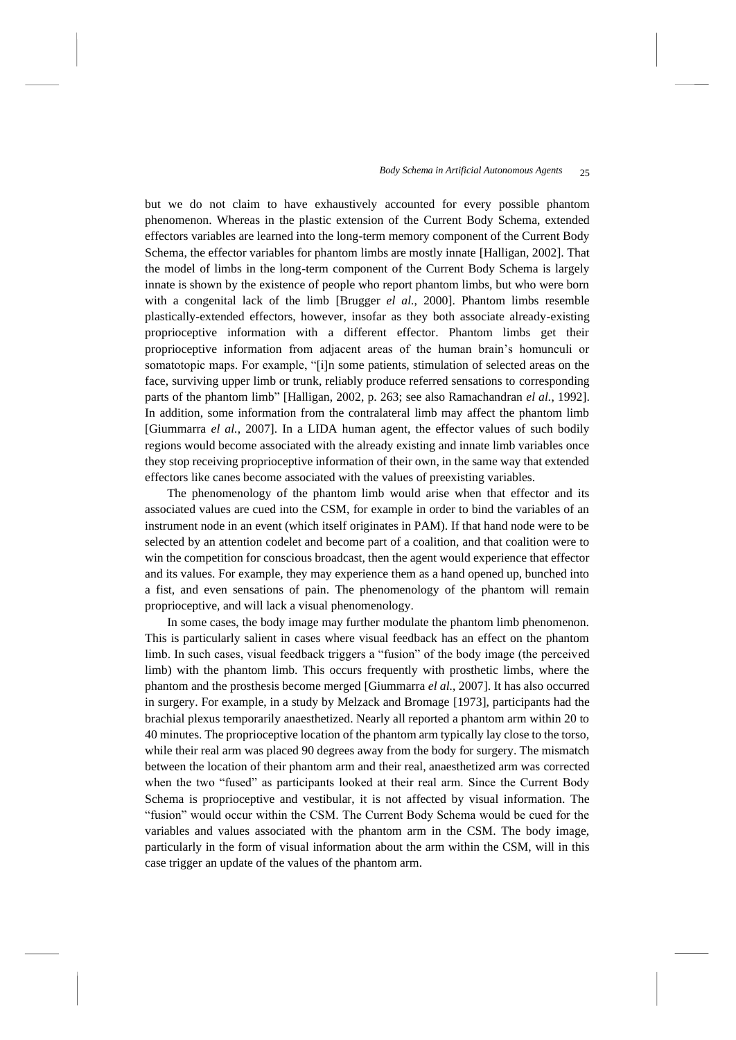but we do not claim to have exhaustively accounted for every possible phantom phenomenon. Whereas in the plastic extension of the Current Body Schema, extended effectors variables are learned into the long-term memory component of the Current Body Schema, the effector variables for phantom limbs are mostly innate [Halligan, 2002]. That the model of limbs in the long-term component of the Current Body Schema is largely innate is shown by the existence of people who report phantom limbs, but who were born with a congenital lack of the limb [Brugger *el al.*, 2000]. Phantom limbs resemble plastically-extended effectors, however, insofar as they both associate already-existing proprioceptive information with a different effector. Phantom limbs get their proprioceptive information from adjacent areas of the human brain's homunculi or somatotopic maps. For example, "[i]n some patients, stimulation of selected areas on the face, surviving upper limb or trunk, reliably produce referred sensations to corresponding parts of the phantom limb" [Halligan, 2002, p. 263; see also Ramachandran *el al.*, 1992]. In addition, some information from the contralateral limb may affect the phantom limb [Giummarra *el al.*, 2007]. In a LIDA human agent, the effector values of such bodily regions would become associated with the already existing and innate limb variables once they stop receiving proprioceptive information of their own, in the same way that extended effectors like canes become associated with the values of preexisting variables.

The phenomenology of the phantom limb would arise when that effector and its associated values are cued into the CSM, for example in order to bind the variables of an instrument node in an event (which itself originates in PAM). If that hand node were to be selected by an attention codelet and become part of a coalition, and that coalition were to win the competition for conscious broadcast, then the agent would experience that effector and its values. For example, they may experience them as a hand opened up, bunched into a fist, and even sensations of pain. The phenomenology of the phantom will remain proprioceptive, and will lack a visual phenomenology.

In some cases, the body image may further modulate the phantom limb phenomenon. This is particularly salient in cases where visual feedback has an effect on the phantom limb. In such cases, visual feedback triggers a "fusion" of the body image (the perceived limb) with the phantom limb. This occurs frequently with prosthetic limbs, where the phantom and the prosthesis become merged [Giummarra *el al.*, 2007]. It has also occurred in surgery. For example, in a study by Melzack and Bromage [1973], participants had the brachial plexus temporarily anaesthetized. Nearly all reported a phantom arm within 20 to 40 minutes. The proprioceptive location of the phantom arm typically lay close to the torso, while their real arm was placed 90 degrees away from the body for surgery. The mismatch between the location of their phantom arm and their real, anaesthetized arm was corrected when the two "fused" as participants looked at their real arm. Since the Current Body Schema is proprioceptive and vestibular, it is not affected by visual information. The "fusion" would occur within the CSM. The Current Body Schema would be cued for the variables and values associated with the phantom arm in the CSM. The body image, particularly in the form of visual information about the arm within the CSM, will in this case trigger an update of the values of the phantom arm.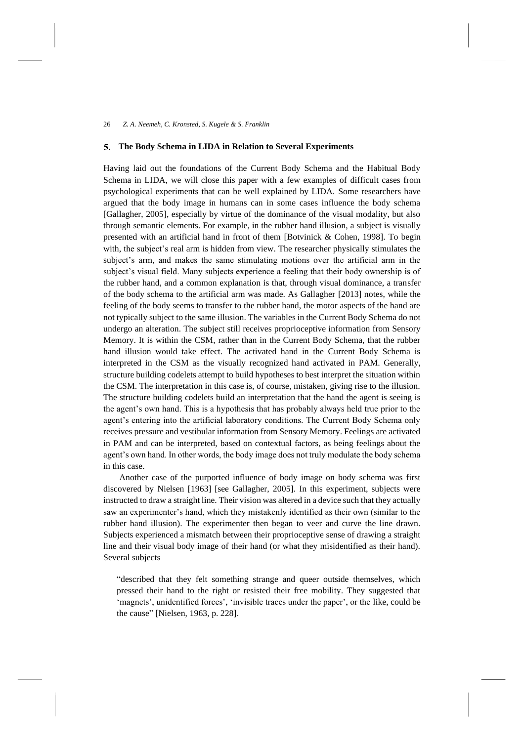## 5. The Body Schema in LIDA in Relation to Several Experiments

Having laid out the foundations of the Current Body Schema and the Habitual Body Schema in LIDA, we will close this paper with a few examples of difficult cases from psychological experiments that can be well explained by LIDA. Some researchers have argued that the body image in humans can in some cases influence the body schema [Gallagher, 2005], especially by virtue of the dominance of the visual modality, but also through semantic elements. For example, in the rubber hand illusion, a subject is visually presented with an artificial hand in front of them [Botvinick & Cohen, 1998]. To begin with, the subject's real arm is hidden from view. The researcher physically stimulates the subject's arm, and makes the same stimulating motions over the artificial arm in the subject's visual field. Many subjects experience a feeling that their body ownership is of the rubber hand, and a common explanation is that, through visual dominance, a transfer of the body schema to the artificial arm was made. As Gallagher [2013] notes, while the feeling of the body seems to transfer to the rubber hand, the motor aspects of the hand are not typically subject to the same illusion. The variables in the Current Body Schema do not undergo an alteration. The subject still receives proprioceptive information from Sensory Memory. It is within the CSM, rather than in the Current Body Schema, that the rubber hand illusion would take effect. The activated hand in the Current Body Schema is interpreted in the CSM as the visually recognized hand activated in PAM. Generally, structure building codelets attempt to build hypotheses to best interpret the situation within the CSM. The interpretation in this case is, of course, mistaken, giving rise to the illusion. The structure building codelets build an interpretation that the hand the agent is seeing is the agent's own hand. This is a hypothesis that has probably always held true prior to the agent's entering into the artificial laboratory conditions. The Current Body Schema only receives pressure and vestibular information from Sensory Memory. Feelings are activated in PAM and can be interpreted, based on contextual factors, as being feelings about the agent's own hand. In other words, the body image does not truly modulate the body schema in this case.

Another case of the purported influence of body image on body schema was first discovered by Nielsen [1963] [see Gallagher, 2005]. In this experiment, subjects were instructed to draw a straight line. Their vision was altered in a device such that they actually saw an experimenter's hand, which they mistakenly identified as their own (similar to the rubber hand illusion). The experimenter then began to veer and curve the line drawn. Subjects experienced a mismatch between their proprioceptive sense of drawing a straight line and their visual body image of their hand (or what they misidentified as their hand). Several subjects

> "described that they felt something strange and queer outside themselves, which pressed their hand to the right or resisted their free mobility. They suggested that 'magnets', unidentified forces', 'invisible traces under the paper', or the like, could be the cause" [Nielsen, 1963, p. 228].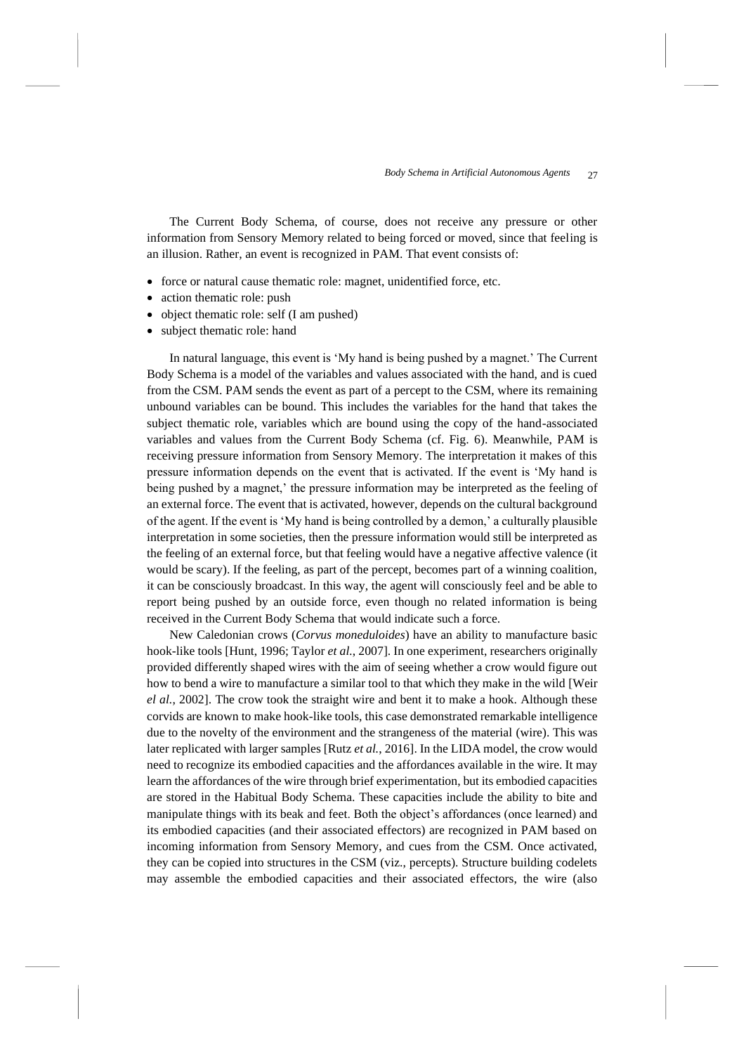The Current Body Schema, of course, does not receive any pressure or other information from Sensory Memory related to being forced or moved, since that feeling is an illusion. Rather, an event is recognized in PAM. That event consists of:

- force or natural cause thematic role: magnet, unidentified force, etc.
- action thematic role: push
- object thematic role: self (I am pushed)
- subject thematic role: hand

In natural language, this event is 'My hand is being pushed by a magnet.' The Current Body Schema is a model of the variables and values associated with the hand, and is cued from the CSM. PAM sends the event as part of a percept to the CSM, where its remaining unbound variables can be bound. This includes the variables for the hand that takes the subject thematic role, variables which are bound using the copy of the hand-associated variables and values from the Current Body Schema (cf. Fig. 6). Meanwhile, PAM is receiving pressure information from Sensory Memory. The interpretation it makes of this pressure information depends on the event that is activated. If the event is 'My hand is being pushed by a magnet,' the pressure information may be interpreted as the feeling of an external force. The event that is activated, however, depends on the cultural background of the agent. If the event is 'My hand is being controlled by a demon,' a culturally plausible interpretation in some societies, then the pressure information would still be interpreted as the feeling of an external force, but that feeling would have a negative affective valence (it would be scary). If the feeling, as part of the percept, becomes part of a winning coalition, it can be consciously broadcast. In this way, the agent will consciously feel and be able to report being pushed by an outside force, even though no related information is being received in the Current Body Schema that would indicate such a force.

New Caledonian crows (*Corvus moneduloides*) have an ability to manufacture basic hook-like tools [Hunt, 1996; Taylor *et al.*, 2007]. In one experiment, researchers originally provided differently shaped wires with the aim of seeing whether a crow would figure out how to bend a wire to manufacture a similar tool to that which they make in the wild [Weir *el al.*, 2002]. The crow took the straight wire and bent it to make a hook. Although these corvids are known to make hook-like tools, this case demonstrated remarkable intelligence due to the novelty of the environment and the strangeness of the material (wire). This was later replicated with larger samples [Rutz *et al.*, 2016]. In the LIDA model, the crow would need to recognize its embodied capacities and the affordances available in the wire. It may learn the affordances of the wire through brief experimentation, but its embodied capacities are stored in the Habitual Body Schema. These capacities include the ability to bite and manipulate things with its beak and feet. Both the object's affordances (once learned) and its embodied capacities (and their associated effectors) are recognized in PAM based on incoming information from Sensory Memory, and cues from the CSM. Once activated, they can be copied into structures in the CSM (viz., percepts). Structure building codelets may assemble the embodied capacities and their associated effectors, the wire (also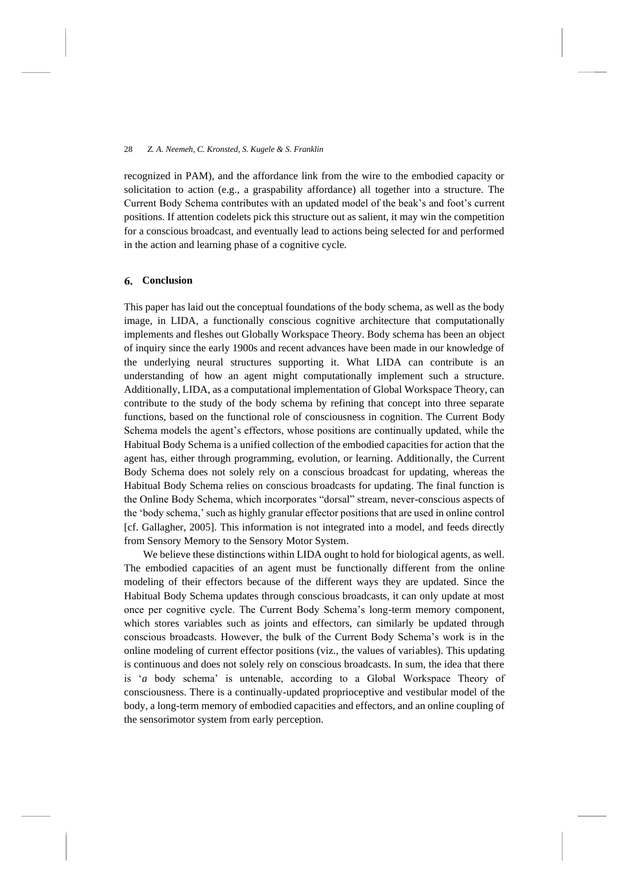recognized in PAM), and the affordance link from the wire to the embodied capacity or solicitation to action (e.g., a graspability affordance) all together into a structure. The Current Body Schema contributes with an updated model of the beak's and foot's current positions. If attention codelets pick this structure out as salient, it may win the competition for a conscious broadcast, and eventually lead to actions being selected for and performed in the action and learning phase of a cognitive cycle.

## 6. Conclusion

This paper has laid out the conceptual foundations of the body schema, as well as the body image, in LIDA, a functionally conscious cognitive architecture that computationally implements and fleshes out Globally Workspace Theory. Body schema has been an object of inquiry since the early 1900s and recent advances have been made in our knowledge of the underlying neural structures supporting it. What LIDA can contribute is an understanding of how an agent might computationally implement such a structure. Additionally, LIDA, as a computational implementation of Global Workspace Theory, can contribute to the study of the body schema by refining that concept into three separate functions, based on the functional role of consciousness in cognition. The Current Body Schema models the agent's effectors, whose positions are continually updated, while the Habitual Body Schema is a unified collection of the embodied capacities for action that the agent has, either through programming, evolution, or learning. Additionally, the Current Body Schema does not solely rely on a conscious broadcast for updating, whereas the Habitual Body Schema relies on conscious broadcasts for updating. The final function is the Online Body Schema, which incorporates "dorsal" stream, never-conscious aspects of the 'body schema,' such as highly granular effector positions that are used in online control [cf. Gallagher, 2005]. This information is not integrated into a model, and feeds directly from Sensory Memory to the Sensory Motor System.

We believe these distinctions within LIDA ought to hold for biological agents, as well. The embodied capacities of an agent must be functionally different from the online modeling of their effectors because of the different ways they are updated. Since the Habitual Body Schema updates through conscious broadcasts, it can only update at most once per cognitive cycle. The Current Body Schema's long-term memory component, which stores variables such as joints and effectors, can similarly be updated through conscious broadcasts. However, the bulk of the Current Body Schema's work is in the online modeling of current effector positions (viz., the values of variables). This updating is continuous and does not solely rely on conscious broadcasts. In sum, the idea that there is '*a* body schema' is untenable, according to a Global Workspace Theory of consciousness. There is a continually-updated proprioceptive and vestibular model of the body, a long-term memory of embodied capacities and effectors, and an online coupling of the sensorimotor system from early perception.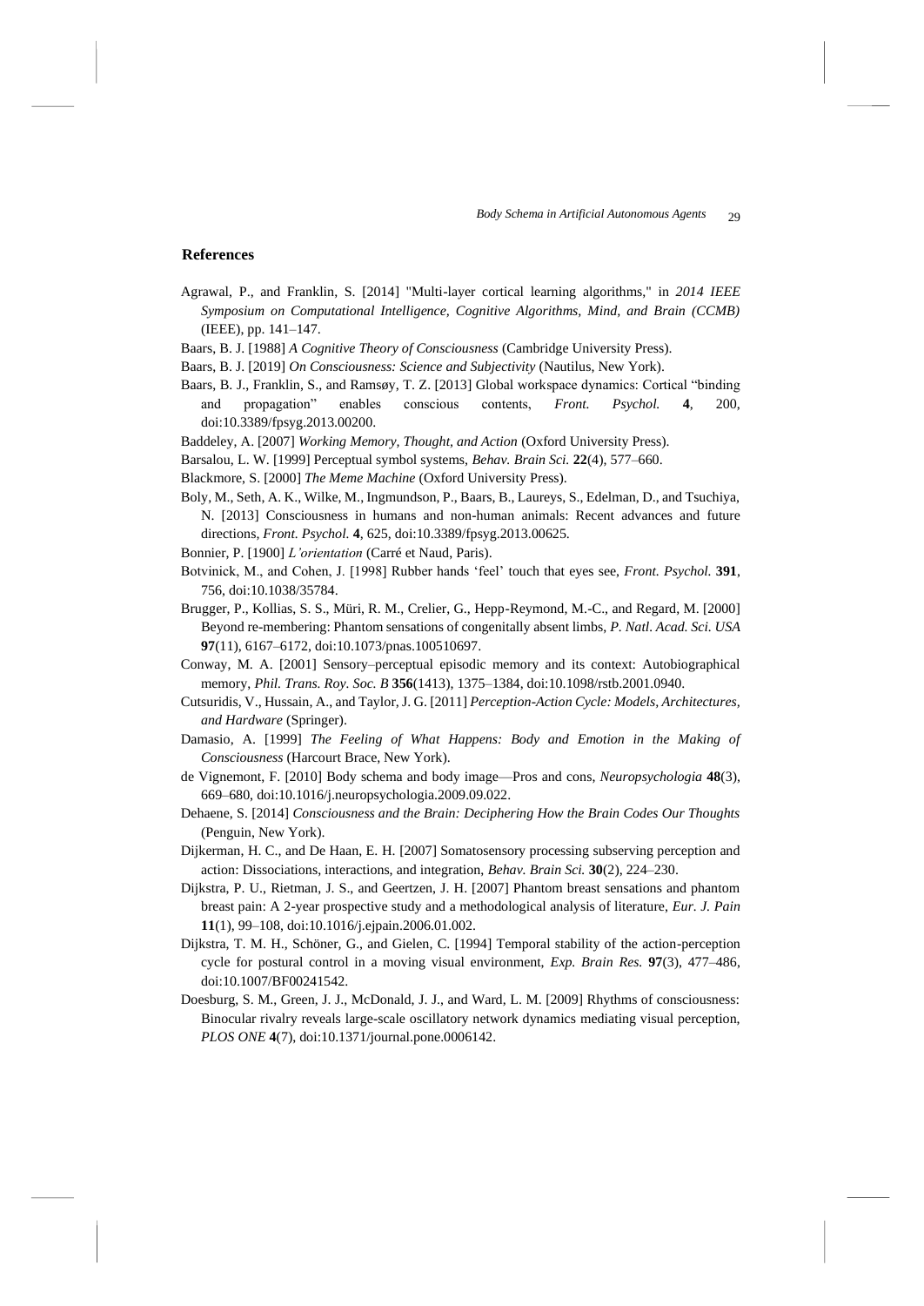## References

Agrawal, P., and Franklin, S. [2014] "Multi-layer cortical learning algorithms," in *2014 IEEE Symposium on Computational Intelligence, Cognitive Algorithms, Mind, and Brain (CCMB)* (IEEE), pp. 141–147.

Baars, B. J. [1988] *A Cognitive Theory of Consciousness* (Cambridge University Press).

Baars, B. J. [2019] *On Consciousness: Science and Subjectivity* (Nautilus, New York).

Baars, B. J., Franklin, S., and Ramsøy, T. Z. [2013] Global workspace dynamics: Cortical "binding and propagation" enables conscious contents, *Front. Psychol.* **4**, 200, doi:10.3389/fpsyg.2013.00200.

Baddeley, A. [2007] *Working Memory, Thought, and Action* (Oxford University Press).

Barsalou, L. W. [1999] Perceptual symbol systems, *Behav. Brain Sci.* **22**(4), 577–660.

Blackmore, S. [2000] *The Meme Machine* (Oxford University Press).

Boly, M., Seth, A. K., Wilke, M., Ingmundson, P., Baars, B., Laureys, S., Edelman, D., and Tsuchiya, N. [2013] Consciousness in humans and non-human animals: Recent advances and future directions, *Front. Psychol.* **4**, 625, doi:10.3389/fpsyg.2013.00625.

Bonnier, P. [1900] *L'orientation* (Carré et Naud, Paris).

Botvinick, M., and Cohen, J. [1998] Rubber hands 'feel' touch that eyes see, *Front. Psychol.* **391**, 756, doi:10.1038/35784.

Brugger, P., Kollias, S. S., Müri, R. M., Crelier, G., Hepp-Reymond, M.-C., and Regard, M. [2000] Beyond re-membering: Phantom sensations of congenitally absent limbs, *P. Natl. Acad. Sci. USA* **97**(11), 6167–6172, doi:10.1073/pnas.100510697.

Conway, M. A. [2001] Sensory–perceptual episodic memory and its context: Autobiographical memory, *Phil. Trans. Roy. Soc. B* **356**(1413), 1375–1384, doi:10.1098/rstb.2001.0940.

Cutsuridis, V., Hussain, A., and Taylor, J. G. [2011] *Perception-Action Cycle: Models, Architectures, and Hardware* (Springer).

Damasio, A. [1999] *The Feeling of What Happens: Body and Emotion in the Making of Consciousness* (Harcourt Brace, New York).

de Vignemont, F. [2010] Body schema and body image—Pros and cons, *Neuropsychologia* **48**(3), 669–680, doi:10.1016/j.neuropsychologia.2009.09.022.

Dehaene, S. [2014] *Consciousness and the Brain: Deciphering How the Brain Codes Our Thoughts* (Penguin, New York).

Dijkerman, H. C., and De Haan, E. H. [2007] Somatosensory processing subserving perception and action: Dissociations, interactions, and integration, *Behav. Brain Sci.* **30**(2), 224–230.

Dijkstra, P. U., Rietman, J. S., and Geertzen, J. H. [2007] Phantom breast sensations and phantom breast pain: A 2-year prospective study and a methodological analysis of literature, *Eur. J. Pain* **11**(1), 99–108, doi:10.1016/j.ejpain.2006.01.002.

Dijkstra, T. M. H., Schöner, G., and Gielen, C. [1994] Temporal stability of the action-perception cycle for postural control in a moving visual environment, *Exp. Brain Res.* **97**(3), 477–486, doi:10.1007/BF00241542.

Doesburg, S. M., Green, J. J., McDonald, J. J., and Ward, L. M. [2009] Rhythms of consciousness: Binocular rivalry reveals large-scale oscillatory network dynamics mediating visual perception, *PLOS ONE* **4**(7), doi:10.1371/journal.pone.0006142.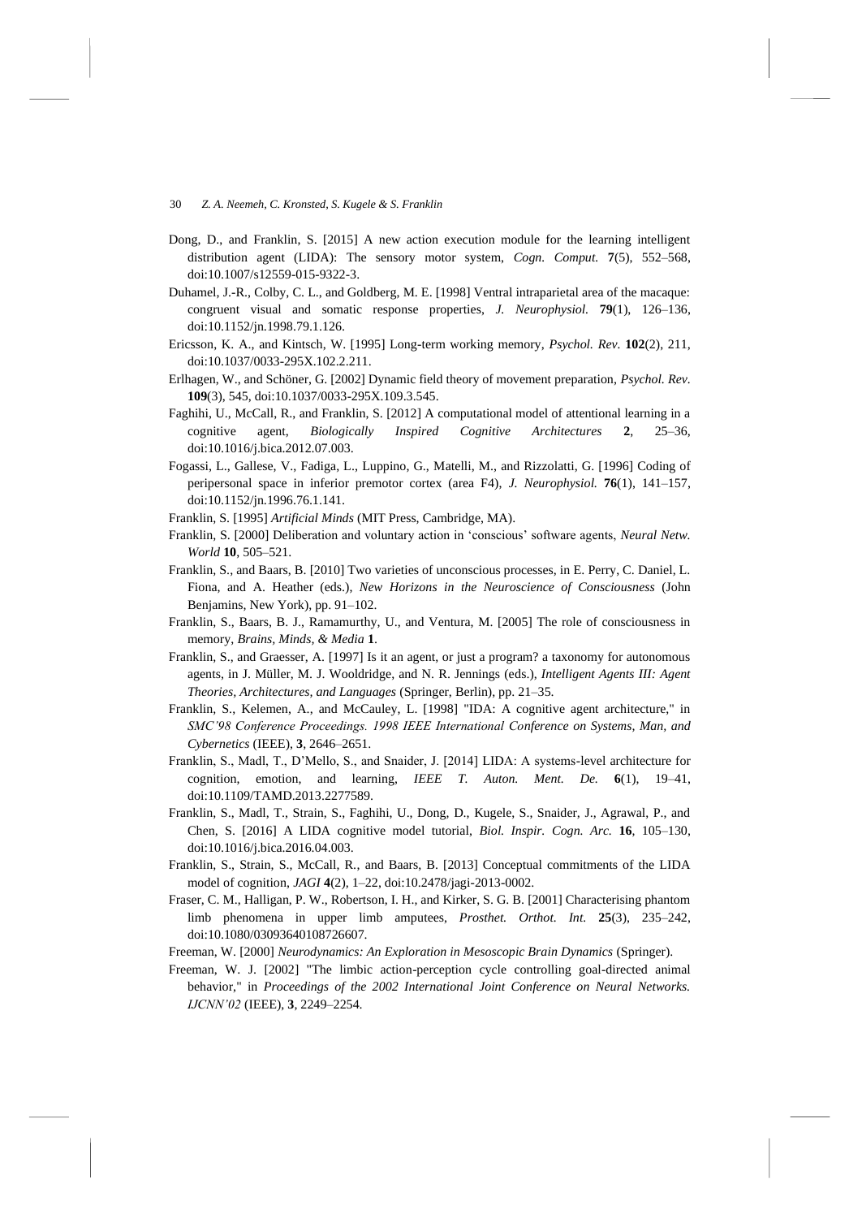Dong, D., and Franklin, S. [2015] A new action execution module for the learning intelligent distribution agent (LIDA): The sensory motor system, *Cogn. Comput.* **7**(5), 552–568, doi:10.1007/s12559-015-9322-3.

Duhamel, J.-R., Colby, C. L., and Goldberg, M. E. [1998] Ventral intraparietal area of the macaque: congruent visual and somatic response properties, *J. Neurophysiol.* **79**(1), 126–136, doi:10.1152/jn.1998.79.1.126.

Ericsson, K. A., and Kintsch, W. [1995] Long-term working memory, *Psychol. Rev.* **102**(2), 211, doi:10.1037/0033-295X.102.2.211.

Erlhagen, W., and Schöner, G. [2002] Dynamic field theory of movement preparation, *Psychol. Rev.* **109**(3), 545, doi:10.1037/0033-295X.109.3.545.

Faghihi, U., McCall, R., and Franklin, S. [2012] A computational model of attentional learning in a cognitive agent, *Biologically Inspired Cognitive Architectures* **2**, 25–36, doi:10.1016/j.bica.2012.07.003.

Fogassi, L., Gallese, V., Fadiga, L., Luppino, G., Matelli, M., and Rizzolatti, G. [1996] Coding of peripersonal space in inferior premotor cortex (area F4), *J. Neurophysiol.* **76**(1), 141–157, doi:10.1152/jn.1996.76.1.141.

Franklin, S. [1995] *Artificial Minds* (MIT Press, Cambridge, MA).

Franklin, S. [2000] Deliberation and voluntary action in 'conscious' software agents, *Neural Netw. World* **10**, 505–521.

Franklin, S., and Baars, B. [2010] Two varieties of unconscious processes, in E. Perry, C. Daniel, L. Fiona, and A. Heather (eds.), *New Horizons in the Neuroscience of Consciousness* (John Benjamins, New York), pp. 91–102.

Franklin, S., Baars, B. J., Ramamurthy, U., and Ventura, M. [2005] The role of consciousness in memory, *Brains, Minds, & Media* **1**.

Franklin, S., and Graesser, A. [1997] Is it an agent, or just a program? a taxonomy for autonomous agents, in J. Müller, M. J. Wooldridge, and N. R. Jennings (eds.), *Intelligent Agents III: Agent Theories, Architectures, and Languages* (Springer, Berlin), pp. 21–35.

Franklin, S., Kelemen, A., and McCauley, L. [1998] "IDA: A cognitive agent architecture," in *SMC'98 Conference Proceedings. 1998 IEEE International Conference on Systems, Man, and Cybernetics* (IEEE), **3**, 2646–2651.

Franklin, S., Madl, T., D'Mello, S., and Snaider, J. [2014] LIDA: A systems-level architecture for cognition, emotion, and learning, *IEEE T. Auton. Ment. De.* **6**(1), 19–41, doi:10.1109/TAMD.2013.2277589.

Franklin, S., Madl, T., Strain, S., Faghihi, U., Dong, D., Kugele, S., Snaider, J., Agrawal, P., and Chen, S. [2016] A LIDA cognitive model tutorial, *Biol. Inspir. Cogn. Arc.* **16**, 105–130, doi:10.1016/j.bica.2016.04.003.

Franklin, S., Strain, S., McCall, R., and Baars, B. [2013] Conceptual commitments of the LIDA model of cognition, *JAGI* **4**(2), 1–22, doi:10.2478/jagi-2013-0002.

Fraser, C. M., Halligan, P. W., Robertson, I. H., and Kirker, S. G. B. [2001] Characterising phantom limb phenomena in upper limb amputees, *Prosthet. Orthot. Int.* **25**(3), 235–242, doi:10.1080/03093640108726607.

Freeman, W. [2000] *Neurodynamics: An Exploration in Mesoscopic Brain Dynamics* (Springer).

Freeman, W. J. [2002] "The limbic action-perception cycle controlling goal-directed animal behavior," in *Proceedings of the 2002 International Joint Conference on Neural Networks. IJCNN'02* (IEEE), **3**, 2249–2254.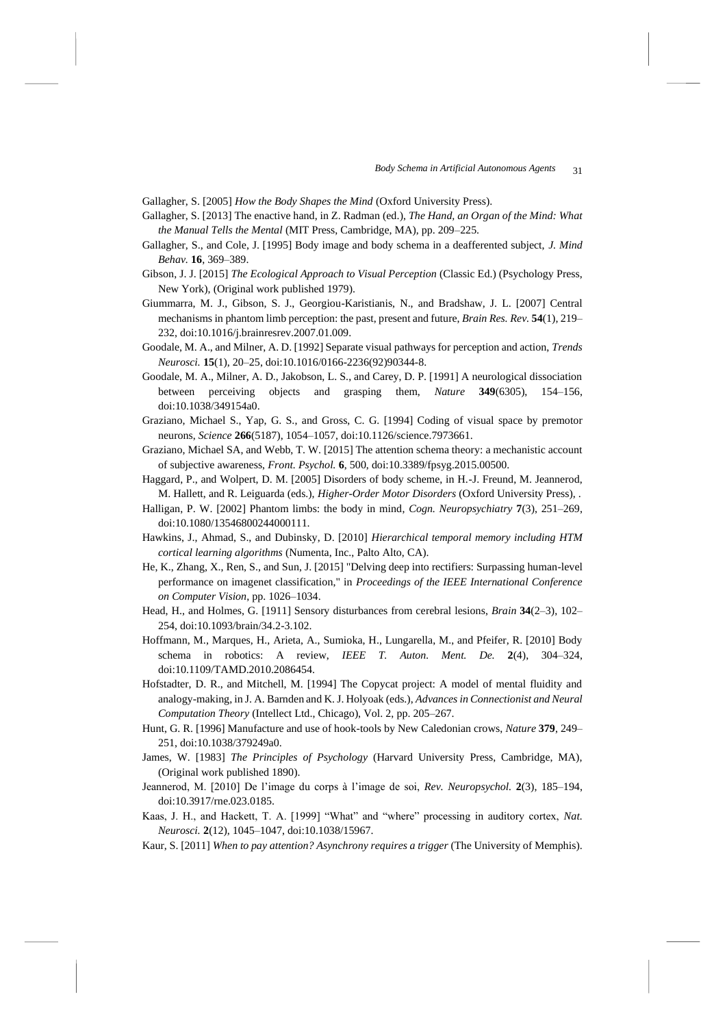Gallagher, S. [2005] *How the Body Shapes the Mind* (Oxford University Press).

Gallagher, S. [2013] The enactive hand, in Z. Radman (ed.), *The Hand, an Organ of the Mind: What the Manual Tells the Mental* (MIT Press, Cambridge, MA), pp. 209–225.

Gallagher, S., and Cole, J. [1995] Body image and body schema in a deafferented subject, *J. Mind Behav.* **16**, 369–389.

Gibson, J. J. [2015] *The Ecological Approach to Visual Perception* (Classic Ed.) (Psychology Press, New York), (Original work published 1979).

Giummarra, M. J., Gibson, S. J., Georgiou-Karistianis, N., and Bradshaw, J. L. [2007] Central mechanisms in phantom limb perception: the past, present and future, *Brain Res. Rev.* **54**(1), 219–232, doi:10.1016/j.brainresrev.2007.01.009.

Goodale, M. A., and Milner, A. D. [1992] Separate visual pathways for perception and action, *Trends Neurosci.* **15**(1), 20–25, doi:10.1016/0166-2236(92)90344-8.

Goodale, M. A., Milner, A. D., Jakobson, L. S., and Carey, D. P. [1991] A neurological dissociation between perceiving objects and grasping them, *Nature* **349**(6305), 154–156, doi:10.1038/349154a0.

Graziano, Michael S., Yap, G. S., and Gross, C. G. [1994] Coding of visual space by premotor neurons, *Science* **266**(5187), 1054–1057, doi:10.1126/science.7973661.

Graziano, Michael SA, and Webb, T. W. [2015] The attention schema theory: a mechanistic account of subjective awareness, *Front. Psychol.* **6**, 500, doi:10.3389/fpsyg.2015.00500.

Haggard, P., and Wolpert, D. M. [2005] Disorders of body scheme, in H.-J. Freund, M. Jeannerod, M. Hallett, and R. Leiguarda (eds.), *Higher-Order Motor Disorders* (Oxford University Press), .

Halligan, P. W. [2002] Phantom limbs: the body in mind, *Cogn. Neuropsychiatry* **7**(3), 251–269, doi:10.1080/13546800244000111.

Hawkins, J., Ahmad, S., and Dubinsky, D. [2010] *Hierarchical temporal memory including HTM cortical learning algorithms* (Numenta, Inc., Palto Alto, CA).

He, K., Zhang, X., Ren, S., and Sun, J. [2015] "Delving deep into rectifiers: Surpassing human-level performance on imagenet classification," in *Proceedings of the IEEE International Conference on Computer Vision*, pp. 1026–1034.

Head, H., and Holmes, G. [1911] Sensory disturbances from cerebral lesions, *Brain* **34**(2–3), 102–254, doi:10.1093/brain/34.2-3.102.

Hoffmann, M., Marques, H., Arieta, A., Sumioka, H., Lungarella, M., and Pfeifer, R. [2010] Body schema in robotics: A review, *IEEE T. Auton. Ment. De.* **2**(4), 304–324, doi:10.1109/TAMD.2010.2086454.

Hofstadter, D. R., and Mitchell, M. [1994] The Copycat project: A model of mental fluidity and analogy-making, in J. A. Barnden and K. J. Holyoak (eds.), *Advances in Connectionist and Neural Computation Theory* (Intellect Ltd., Chicago), Vol. 2, pp. 205–267.

Hunt, G. R. [1996] Manufacture and use of hook-tools by New Caledonian crows, *Nature* **379**, 249–251, doi:10.1038/379249a0.

James, W. [1983] *The Principles of Psychology* (Harvard University Press, Cambridge, MA), (Original work published 1890).

Jeannerod, M. [2010] De l'image du corps à l'image de soi, *Rev. Neuropsychol.* **2**(3), 185–194, doi:10.3917/rne.023.0185.

Kaas, J. H., and Hackett, T. A. [1999] "What" and "where" processing in auditory cortex, *Nat. Neurosci.* **2**(12), 1045–1047, doi:10.1038/15967.

Kaur, S. [2011] *When to pay attention? Asynchrony requires a trigger* (The University of Memphis).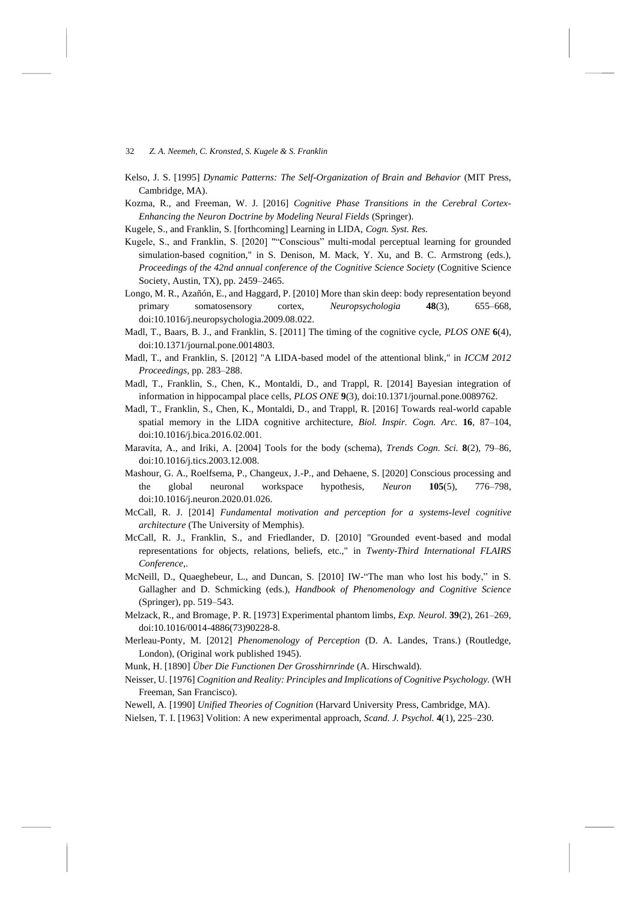Kelso, J. S. [1995] *Dynamic Patterns: The Self-Organization of Brain and Behavior* (MIT Press, Cambridge, MA).

Kozma, R., and Freeman, W. J. [2016] *Cognitive Phase Transitions in the Cerebral Cortex-Enhancing the Neuron Doctrine by Modeling Neural Fields* (Springer).

Kugele, S., and Franklin, S. [forthcoming] Learning in LIDA, *Cogn. Syst. Res.*

Kugele, S., and Franklin, S. [2020] "“Conscious” multi-modal perceptual learning for grounded simulation-based cognition," in S. Denison, M. Mack, Y. Xu, and B. C. Armstrong (eds.), *Proceedings of the 42nd annual conference of the Cognitive Science Society* (Cognitive Science Society, Austin, TX), pp. 2459–2465.

Longo, M. R., Azañón, E., and Haggard, P. [2010] More than skin deep: body representation beyond primary somatosensory cortex, *Neuropsychologia* **48**(3), 655–668, doi:10.1016/j.neuropsychologia.2009.08.022.

Madl, T., Baars, B. J., and Franklin, S. [2011] The timing of the cognitive cycle, *PLOS ONE* **6**(4), doi:10.1371/journal.pone.0014803.

Madl, T., and Franklin, S. [2012] "A LIDA-based model of the attentional blink," in *ICCM 2012 Proceedings*, pp. 283–288.

Madl, T., Franklin, S., Chen, K., Montaldi, D., and Trappl, R. [2014] Bayesian integration of information in hippocampal place cells, *PLOS ONE* **9**(3), doi:10.1371/journal.pone.0089762.

Madl, T., Franklin, S., Chen, K., Montaldi, D., and Trappl, R. [2016] Towards real-world capable spatial memory in the LIDA cognitive architecture, *Biol. Inspir. Cogn. Arc.* **16**, 87–104, doi:10.1016/j.bica.2016.02.001.

Maravita, A., and Iriki, A. [2004] Tools for the body (schema), *Trends Cogn. Sci.* **8**(2), 79–86, doi:10.1016/j.tics.2003.12.008.

Mashour, G. A., Roelfsema, P., Changeux, J.-P., and Dehaene, S. [2020] Conscious processing and the global neuronal workspace hypothesis, *Neuron* **105**(5), 776–798, doi:10.1016/j.neuron.2020.01.026.

McCall, R. J. [2014] *Fundamental motivation and perception for a systems-level cognitive architecture* (The University of Memphis).

McCall, R. J., Franklin, S., and Friedlander, D. [2010] "Grounded event-based and modal representations for objects, relations, beliefs, etc.," in *Twenty-Third International FLAIRS Conference*,.

McNeill, D., Quaeghebeur, L., and Duncan, S. [2010] IW-“The man who lost his body,” in S. Gallagher and D. Schmicking (eds.), *Handbook of Phenomenology and Cognitive Science* (Springer), pp. 519–543.

Melzack, R., and Bromage, P. R. [1973] Experimental phantom limbs, *Exp. Neurol.* **39**(2), 261–269, doi:10.1016/0014-4886(73)90228-8.

Merleau-Ponty, M. [2012] *Phenomenology of Perception* (D. A. Landes, Trans.) (Routledge, London), (Original work published 1945).

Munk, H. [1890] *Über Die Functionen Der Grosshirnrinde* (A. Hirschwald).

Neisser, U. [1976] *Cognition and Reality: Principles and Implications of Cognitive Psychology.* (WH Freeman, San Francisco).

Newell, A. [1990] *Unified Theories of Cognition* (Harvard University Press, Cambridge, MA).

Nielsen, T. I. [1963] Volition: A new experimental approach, *Scand. J. Psychol.* **4**(1), 225–230.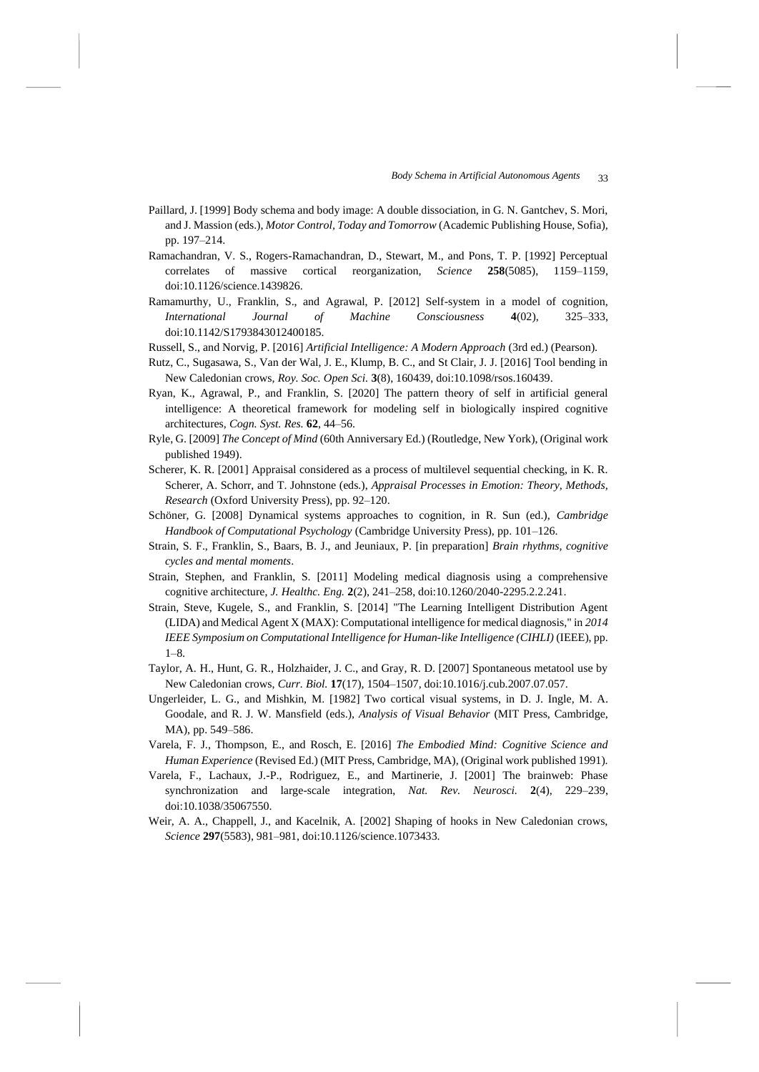Paillard, J. [1999] Body schema and body image: A double dissociation, in G. N. Gantchev, S. Mori, and J. Massion (eds.), *Motor Control, Today and Tomorrow* (Academic Publishing House, Sofia), pp. 197–214.

Ramachandran, V. S., Rogers-Ramachandran, D., Stewart, M., and Pons, T. P. [1992] Perceptual correlates of massive cortical reorganization, *Science* **258**(5085), 1159–1159, doi:10.1126/science.1439826.

Ramamurthy, U., Franklin, S., and Agrawal, P. [2012] Self-system in a model of cognition, *International Journal of Machine Consciousness* **4**(02), 325–333, doi:10.1142/S1793843012400185.

Russell, S., and Norvig, P. [2016] *Artificial Intelligence: A Modern Approach* (3rd ed.) (Pearson).

Rutz, C., Sugasawa, S., Van der Wal, J. E., Klump, B. C., and St Clair, J. J. [2016] Tool bending in New Caledonian crows, *Roy. Soc. Open Sci.* **3**(8), 160439, doi:10.1098/rsos.160439.

Ryan, K., Agrawal, P., and Franklin, S. [2020] The pattern theory of self in artificial general intelligence: A theoretical framework for modeling self in biologically inspired cognitive architectures, *Cogn. Syst. Res.* **62**, 44–56.

Ryle, G. [2009] *The Concept of Mind* (60th Anniversary Ed.) (Routledge, New York), (Original work published 1949).

Scherer, K. R. [2001] Appraisal considered as a process of multilevel sequential checking, in K. R. Scherer, A. Schorr, and T. Johnstone (eds.), *Appraisal Processes in Emotion: Theory, Methods, Research* (Oxford University Press), pp. 92–120.

Schöner, G. [2008] Dynamical systems approaches to cognition, in R. Sun (ed.), *Cambridge Handbook of Computational Psychology* (Cambridge University Press), pp. 101–126.

Strain, S. F., Franklin, S., Baars, B. J., and Jeuniaux, P. [in preparation] *Brain rhythms, cognitive cycles and mental moments*.

Strain, Stephen, and Franklin, S. [2011] Modeling medical diagnosis using a comprehensive cognitive architecture, *J. Healthc. Eng.* **2**(2), 241–258, doi:10.1260/2040-2295.2.2.241.

Strain, Steve, Kugele, S., and Franklin, S. [2014] "The Learning Intelligent Distribution Agent (LIDA) and Medical Agent X (MAX): Computational intelligence for medical diagnosis," in *2014 IEEE Symposium on Computational Intelligence for Human-like Intelligence (CIHLI)* (IEEE), pp. 1–8.

Taylor, A. H., Hunt, G. R., Holzhaider, J. C., and Gray, R. D. [2007] Spontaneous metatool use by New Caledonian crows, *Curr. Biol.* **17**(17), 1504–1507, doi:10.1016/j.cub.2007.07.057.

Ungerleider, L. G., and Mishkin, M. [1982] Two cortical visual systems, in D. J. Ingle, M. A. Goodale, and R. J. W. Mansfield (eds.), *Analysis of Visual Behavior* (MIT Press, Cambridge, MA), pp. 549–586.

Varela, F. J., Thompson, E., and Rosch, E. [2016] *The Embodied Mind: Cognitive Science and Human Experience* (Revised Ed.) (MIT Press, Cambridge, MA), (Original work published 1991).

Varela, F., Lachaux, J.-P., Rodriguez, E., and Martinerie, J. [2001] The brainweb: Phase synchronization and large-scale integration, *Nat. Rev. Neurosci.* **2**(4), 229–239, doi:10.1038/35067550.

Weir, A. A., Chappell, J., and Kacelnik, A. [2002] Shaping of hooks in New Caledonian crows, *Science* **297**(5583), 981–981, doi:10.1126/science.1073433.